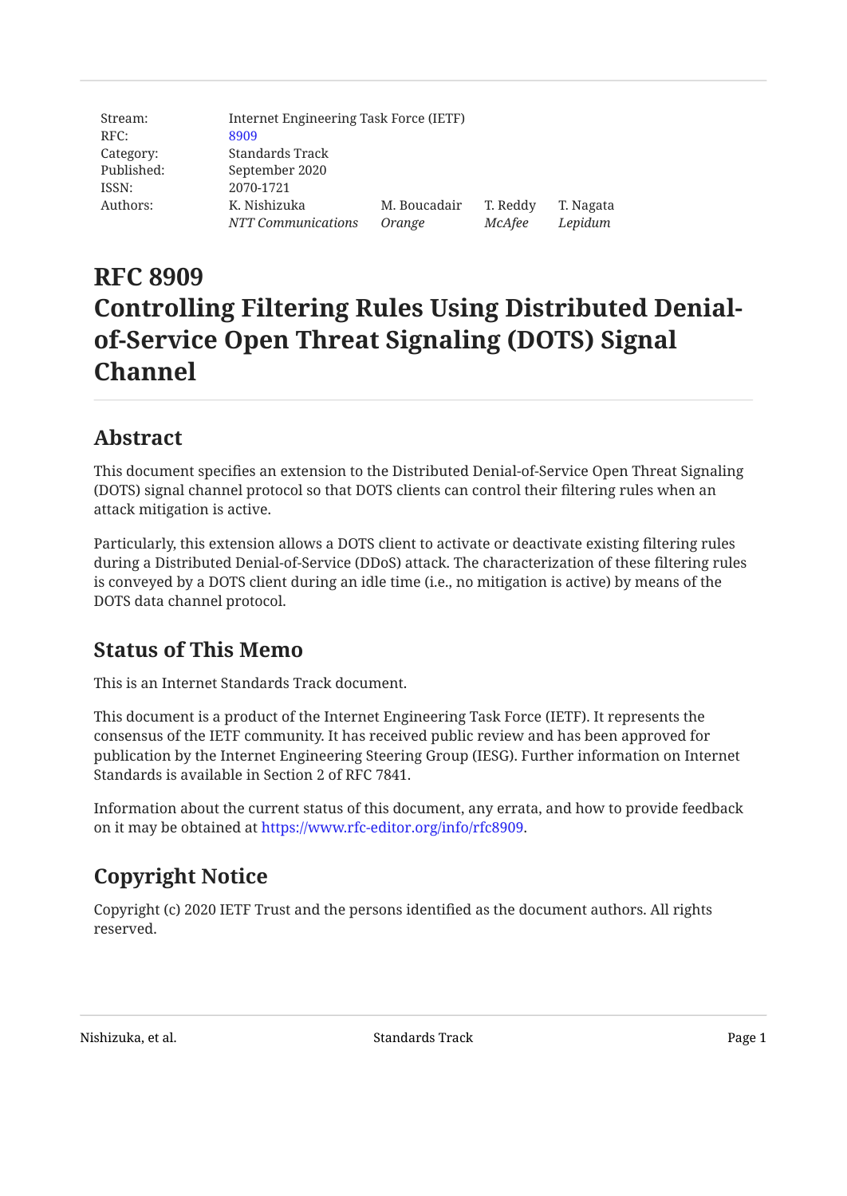| Stream: | Internet Engineering Task Force (IETF) | | | |
| --- | --- | --- | --- | --- |
| RFC: | 8909 | | | |
| Category: | Standards Track | | | |
| Published: | September 2020 | | | |
| ISSN: | 2070-1721 | | | |
| Authors: | K. Nishizuka | M. Boucadair | T. Reddy | T. Nagata |
| | *NTT Communications* | *Orange* | *McAfee* | *Lepidum* |

# RFC 8909 Controlling Filtering Rules Using Distributed Denial-of-Service Open Threat Signaling (DOTS) Signal Channel

## Abstract

This document specifies an extension to the Distributed Denial-of-Service Open Threat Signaling (DOTS) signal channel protocol so that DOTS clients can control their filtering rules when an attack mitigation is active.

Particularly, this extension allows a DOTS client to activate or deactivate existing filtering rules during a Distributed Denial-of-Service (DDoS) attack. The characterization of these filtering rules is conveyed by a DOTS client during an idle time (i.e., no mitigation is active) by means of the DOTS data channel protocol.

## Status of This Memo

This is an Internet Standards Track document.

This document is a product of the Internet Engineering Task Force (IETF). It represents the consensus of the IETF community. It has received public review and has been approved for publication by the Internet Engineering Steering Group (IESG). Further information on Internet Standards is available in Section 2 of RFC 7841.

Information about the current status of this document, any errata, and how to provide feedback on it may be obtained at https://www.rfc-editor.org/info/rfc8909.

## Copyright Notice

Copyright (c) 2020 IETF Trust and the persons identified as the document authors. All rights reserved.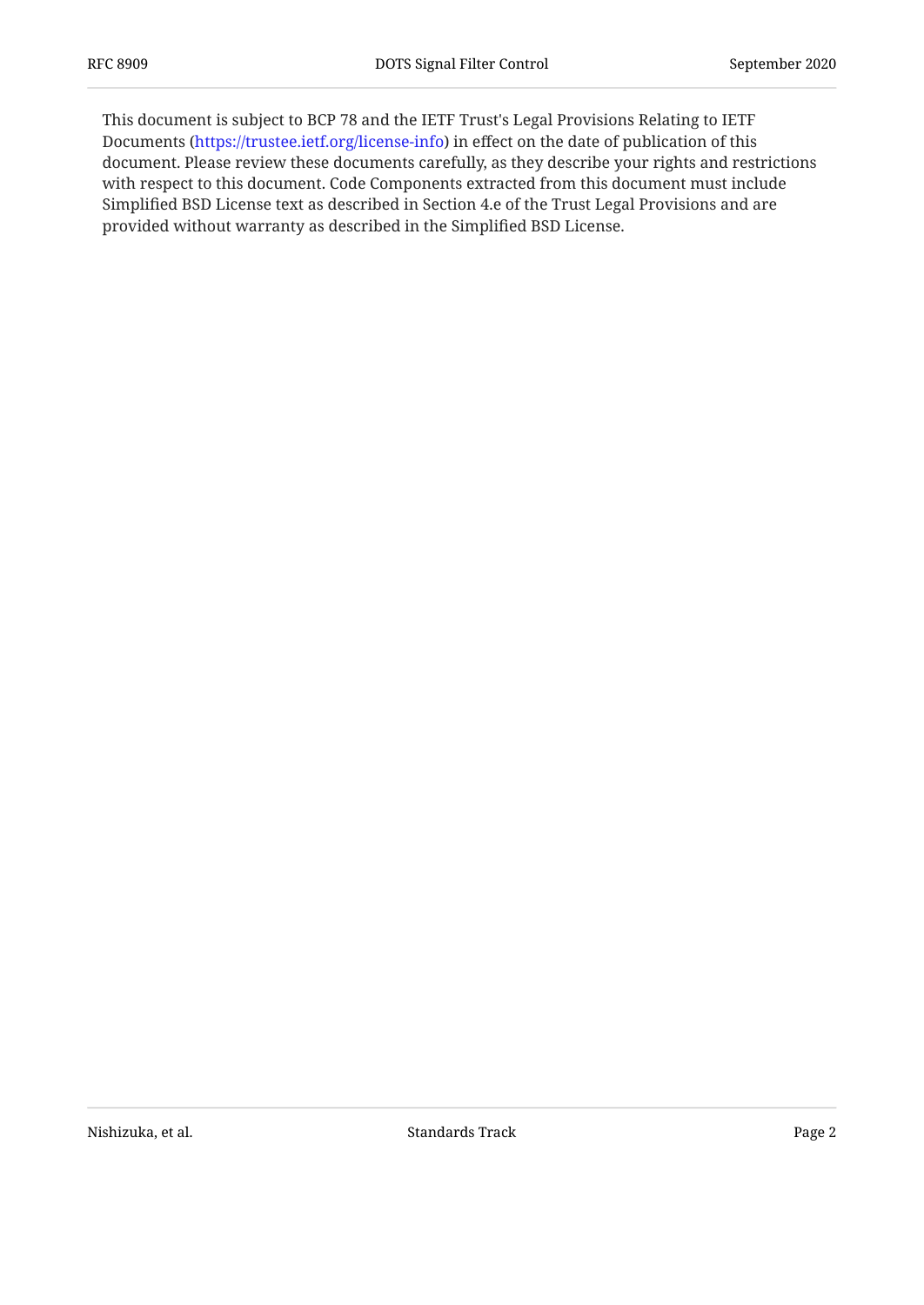This document is subject to BCP 78 and the IETF Trust's Legal Provisions Relating to IETF Documents (https://trustee.ietf.org/license-info) in effect on the date of publication of this document. Please review these documents carefully, as they describe your rights and restrictions with respect to this document. Code Components extracted from this document must include Simplified BSD License text as described in Section 4.e of the Trust Legal Provisions and are provided without warranty as described in the Simplified BSD License.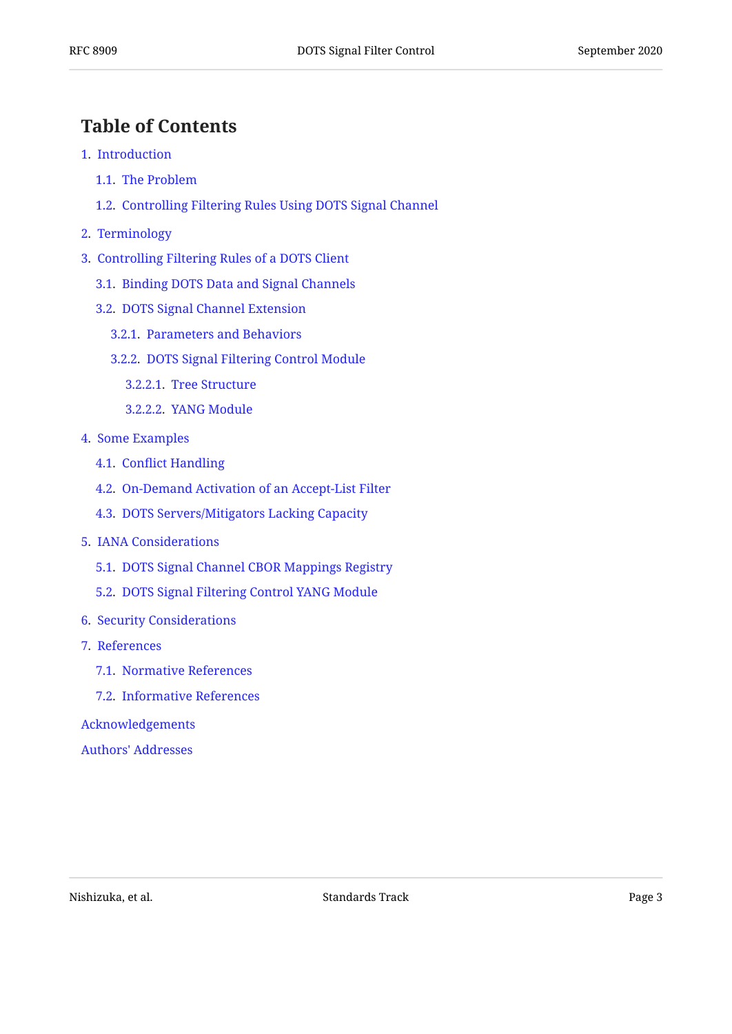# Table of Contents

1. Introduction
   - 1.1. The Problem
   - 1.2. Controlling Filtering Rules Using DOTS Signal Channel
2. Terminology
3. Controlling Filtering Rules of a DOTS Client
   - 3.1. Binding DOTS Data and Signal Channels
   - 3.2. DOTS Signal Channel Extension
     - 3.2.1. Parameters and Behaviors
     - 3.2.2. DOTS Signal Filtering Control Module
       - 3.2.2.1. Tree Structure
       - 3.2.2.2. YANG Module
4. Some Examples
   - 4.1. Conflict Handling
   - 4.2. On-Demand Activation of an Accept-List Filter
   - 4.3. DOTS Servers/Mitigators Lacking Capacity
5. IANA Considerations
   - 5.1. DOTS Signal Channel CBOR Mappings Registry
   - 5.2. DOTS Signal Filtering Control YANG Module
6. Security Considerations
7. References
   - 7.1. Normative References
   - 7.2. Informative References

Acknowledgements

Authors' Addresses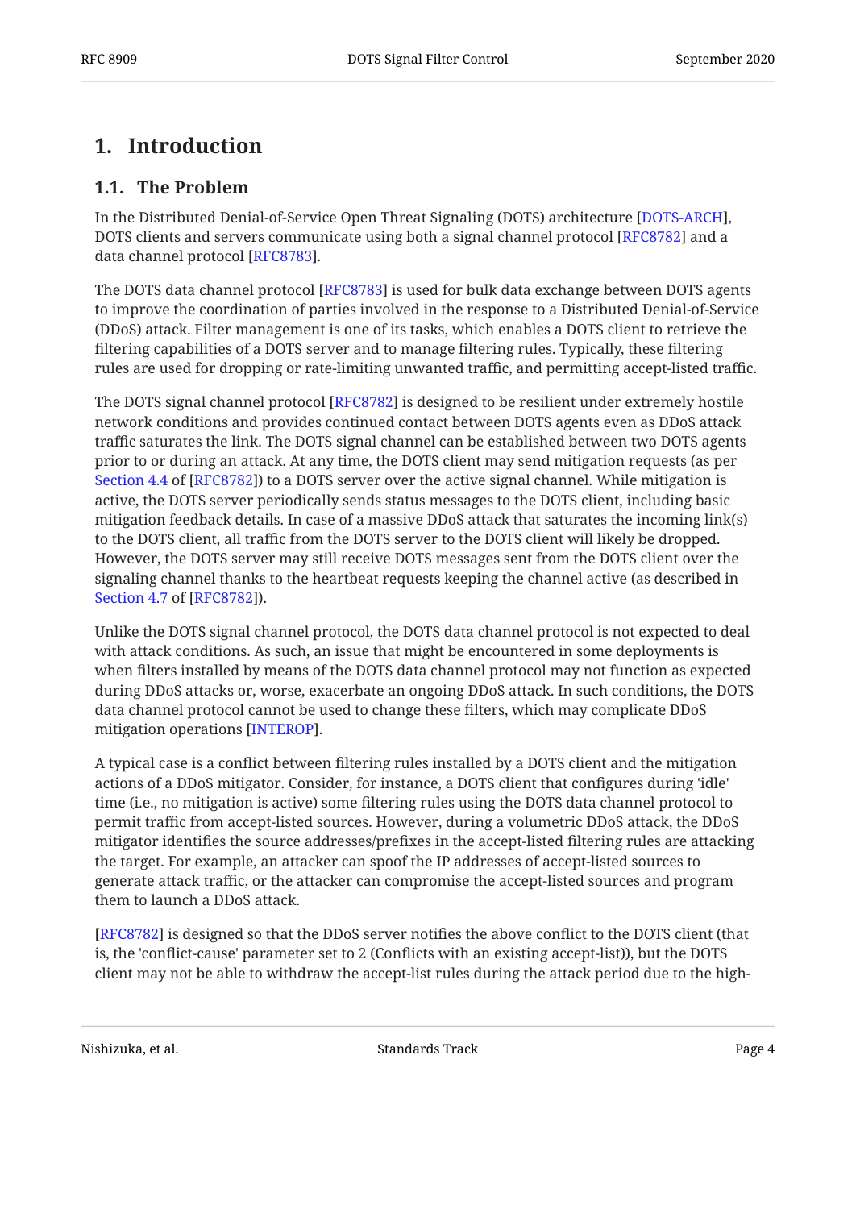# 1. Introduction

## 1.1. The Problem

In the Distributed Denial-of-Service Open Threat Signaling (DOTS) architecture [DOTS-ARCH], DOTS clients and servers communicate using both a signal channel protocol [RFC8782] and a data channel protocol [RFC8783].

The DOTS data channel protocol [RFC8783] is used for bulk data exchange between DOTS agents to improve the coordination of parties involved in the response to a Distributed Denial-of-Service (DDoS) attack. Filter management is one of its tasks, which enables a DOTS client to retrieve the filtering capabilities of a DOTS server and to manage filtering rules. Typically, these filtering rules are used for dropping or rate-limiting unwanted traffic, and permitting accept-listed traffic.

The DOTS signal channel protocol [RFC8782] is designed to be resilient under extremely hostile network conditions and provides continued contact between DOTS agents even as DDoS attack traffic saturates the link. The DOTS signal channel can be established between two DOTS agents prior to or during an attack. At any time, the DOTS client may send mitigation requests (as per Section 4.4 of [RFC8782]) to a DOTS server over the active signal channel. While mitigation is active, the DOTS server periodically sends status messages to the DOTS client, including basic mitigation feedback details. In case of a massive DDoS attack that saturates the incoming link(s) to the DOTS client, all traffic from the DOTS server to the DOTS client will likely be dropped. However, the DOTS server may still receive DOTS messages sent from the DOTS client over the signaling channel thanks to the heartbeat requests keeping the channel active (as described in Section 4.7 of [RFC8782]).

Unlike the DOTS signal channel protocol, the DOTS data channel protocol is not expected to deal with attack conditions. As such, an issue that might be encountered in some deployments is when filters installed by means of the DOTS data channel protocol may not function as expected during DDoS attacks or, worse, exacerbate an ongoing DDoS attack. In such conditions, the DOTS data channel protocol cannot be used to change these filters, which may complicate DDoS mitigation operations [INTEROP].

A typical case is a conflict between filtering rules installed by a DOTS client and the mitigation actions of a DDoS mitigator. Consider, for instance, a DOTS client that configures during 'idle' time (i.e., no mitigation is active) some filtering rules using the DOTS data channel protocol to permit traffic from accept-listed sources. However, during a volumetric DDoS attack, the DDoS mitigator identifies the source addresses/prefixes in the accept-listed filtering rules are attacking the target. For example, an attacker can spoof the IP addresses of accept-listed sources to generate attack traffic, or the attacker can compromise the accept-listed sources and program them to launch a DDoS attack.

[RFC8782] is designed so that the DDoS server notifies the above conflict to the DOTS client (that is, the 'conflict-cause' parameter set to 2 (Conflicts with an existing accept-list)), but the DOTS client may not be able to withdraw the accept-list rules during the attack period due to the high-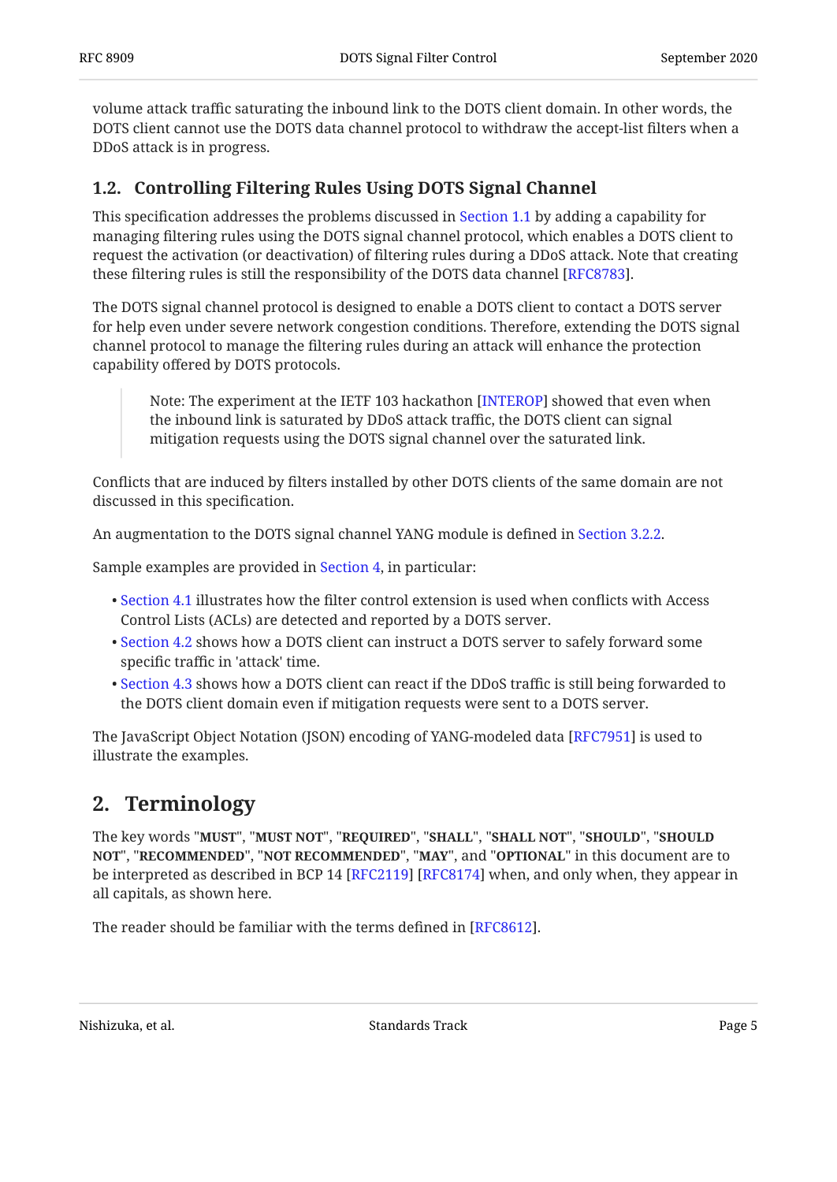volume attack traffic saturating the inbound link to the DOTS client domain. In other words, the DOTS client cannot use the DOTS data channel protocol to withdraw the accept-list filters when a DDoS attack is in progress.

### 1.2. Controlling Filtering Rules Using DOTS Signal Channel

This specification addresses the problems discussed in Section 1.1 by adding a capability for managing filtering rules using the DOTS signal channel protocol, which enables a DOTS client to request the activation (or deactivation) of filtering rules during a DDoS attack. Note that creating these filtering rules is still the responsibility of the DOTS data channel [RFC8783].

The DOTS signal channel protocol is designed to enable a DOTS client to contact a DOTS server for help even under severe network congestion conditions. Therefore, extending the DOTS signal channel protocol to manage the filtering rules during an attack will enhance the protection capability offered by DOTS protocols.

> Note: The experiment at the IETF 103 hackathon [INTEROP] showed that even when the inbound link is saturated by DDoS attack traffic, the DOTS client can signal mitigation requests using the DOTS signal channel over the saturated link.

Conflicts that are induced by filters installed by other DOTS clients of the same domain are not discussed in this specification.

An augmentation to the DOTS signal channel YANG module is defined in Section 3.2.2.

Sample examples are provided in Section 4, in particular:

- Section 4.1 illustrates how the filter control extension is used when conflicts with Access Control Lists (ACLs) are detected and reported by a DOTS server.
- Section 4.2 shows how a DOTS client can instruct a DOTS server to safely forward some specific traffic in 'attack' time.
- Section 4.3 shows how a DOTS client can react if the DDoS traffic is still being forwarded to the DOTS client domain even if mitigation requests were sent to a DOTS server.

The JavaScript Object Notation (JSON) encoding of YANG-modeled data [RFC7951] is used to illustrate the examples.

## 2. Terminology

The key words "**MUST**", "**MUST NOT**", "**REQUIRED**", "**SHALL**", "**SHALL NOT**", "**SHOULD**", "**SHOULD NOT**", "**RECOMMENDED**", "**NOT RECOMMENDED**", "**MAY**", and "**OPTIONAL**" in this document are to be interpreted as described in BCP 14 [RFC2119] [RFC8174] when, and only when, they appear in all capitals, as shown here.

The reader should be familiar with the terms defined in [RFC8612].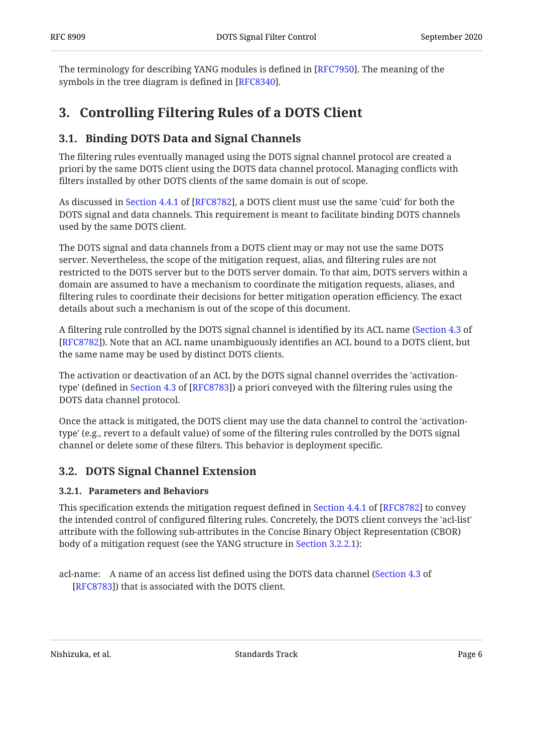The terminology for describing YANG modules is defined in [RFC7950]. The meaning of the symbols in the tree diagram is defined in [RFC8340].

# 3. Controlling Filtering Rules of a DOTS Client

## 3.1. Binding DOTS Data and Signal Channels

The filtering rules eventually managed using the DOTS signal channel protocol are created a priori by the same DOTS client using the DOTS data channel protocol. Managing conflicts with filters installed by other DOTS clients of the same domain is out of scope.

As discussed in Section 4.4.1 of [RFC8782], a DOTS client must use the same 'cuid' for both the DOTS signal and data channels. This requirement is meant to facilitate binding DOTS channels used by the same DOTS client.

The DOTS signal and data channels from a DOTS client may or may not use the same DOTS server. Nevertheless, the scope of the mitigation request, alias, and filtering rules are not restricted to the DOTS server but to the DOTS server domain. To that aim, DOTS servers within a domain are assumed to have a mechanism to coordinate the mitigation requests, aliases, and filtering rules to coordinate their decisions for better mitigation operation efficiency. The exact details about such a mechanism is out of the scope of this document.

A filtering rule controlled by the DOTS signal channel is identified by its ACL name (Section 4.3 of [RFC8782]). Note that an ACL name unambiguously identifies an ACL bound to a DOTS client, but the same name may be used by distinct DOTS clients.

The activation or deactivation of an ACL by the DOTS signal channel overrides the 'activation-type' (defined in Section 4.3 of [RFC8783]) a priori conveyed with the filtering rules using the DOTS data channel protocol.

Once the attack is mitigated, the DOTS client may use the data channel to control the 'activation-type' (e.g., revert to a default value) of some of the filtering rules controlled by the DOTS signal channel or delete some of these filters. This behavior is deployment specific.

## 3.2. DOTS Signal Channel Extension

### 3.2.1. Parameters and Behaviors

This specification extends the mitigation request defined in Section 4.4.1 of [RFC8782] to convey the intended control of configured filtering rules. Concretely, the DOTS client conveys the 'acl-list' attribute with the following sub-attributes in the Concise Binary Object Representation (CBOR) body of a mitigation request (see the YANG structure in Section 3.2.2.1):

acl-name: A name of an access list defined using the DOTS data channel (Section 4.3 of [RFC8783]) that is associated with the DOTS client.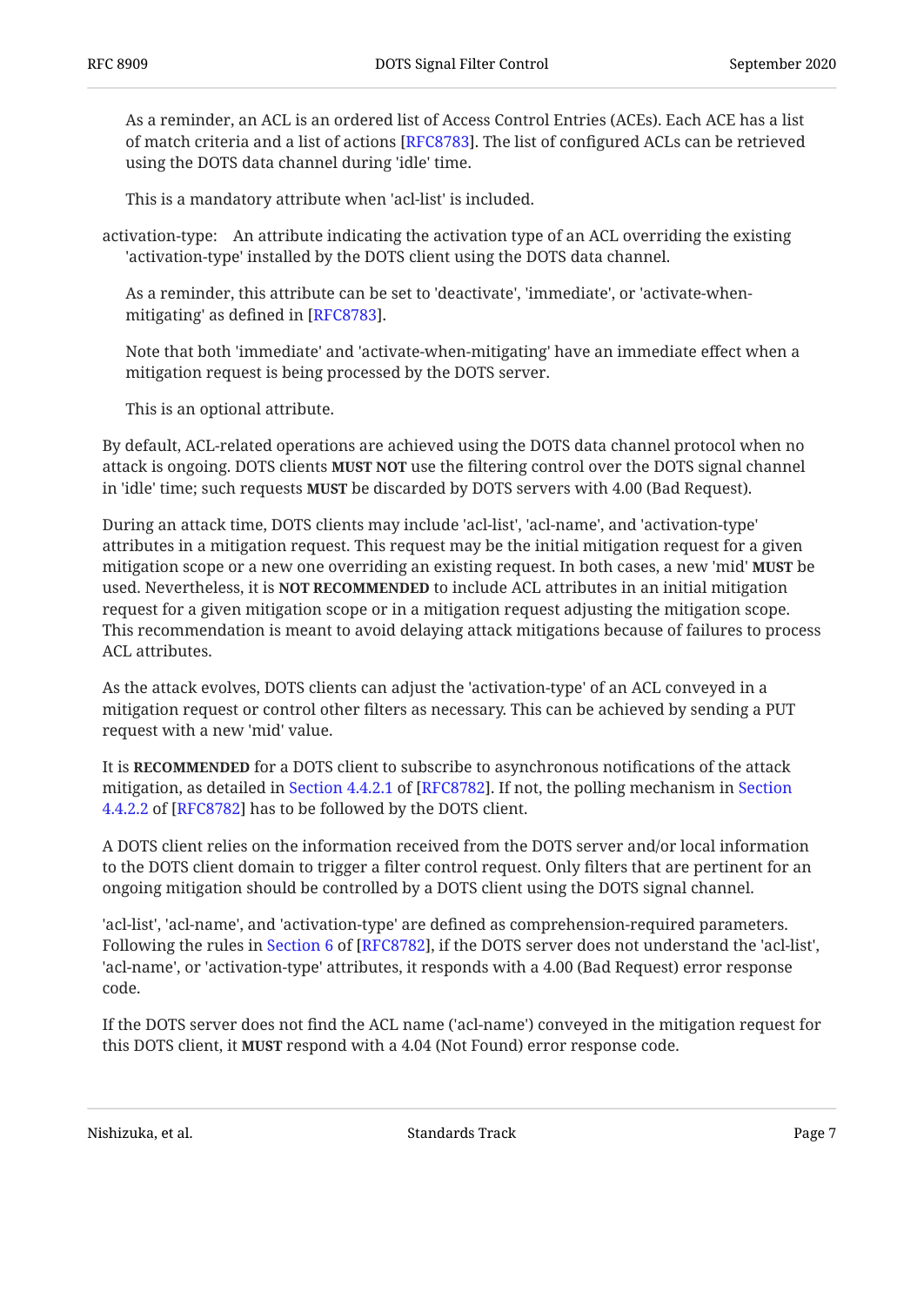As a reminder, an ACL is an ordered list of Access Control Entries (ACEs). Each ACE has a list of match criteria and a list of actions [RFC8783]. The list of configured ACLs can be retrieved using the DOTS data channel during 'idle' time.

This is a mandatory attribute when 'acl-list' is included.

activation-type: An attribute indicating the activation type of an ACL overriding the existing 'activation-type' installed by the DOTS client using the DOTS data channel.

As a reminder, this attribute can be set to 'deactivate', 'immediate', or 'activate-when-mitigating' as defined in [RFC8783].

Note that both 'immediate' and 'activate-when-mitigating' have an immediate effect when a mitigation request is being processed by the DOTS server.

This is an optional attribute.

By default, ACL-related operations are achieved using the DOTS data channel protocol when no attack is ongoing. DOTS clients **MUST NOT** use the filtering control over the DOTS signal channel in 'idle' time; such requests **MUST** be discarded by DOTS servers with 4.00 (Bad Request).

During an attack time, DOTS clients may include 'acl-list', 'acl-name', and 'activation-type' attributes in a mitigation request. This request may be the initial mitigation request for a given mitigation scope or a new one overriding an existing request. In both cases, a new 'mid' **MUST** be used. Nevertheless, it is **NOT RECOMMENDED** to include ACL attributes in an initial mitigation request for a given mitigation scope or in a mitigation request adjusting the mitigation scope. This recommendation is meant to avoid delaying attack mitigations because of failures to process ACL attributes.

As the attack evolves, DOTS clients can adjust the 'activation-type' of an ACL conveyed in a mitigation request or control other filters as necessary. This can be achieved by sending a PUT request with a new 'mid' value.

It is **RECOMMENDED** for a DOTS client to subscribe to asynchronous notifications of the attack mitigation, as detailed in Section 4.4.2.1 of [RFC8782]. If not, the polling mechanism in Section 4.4.2.2 of [RFC8782] has to be followed by the DOTS client.

A DOTS client relies on the information received from the DOTS server and/or local information to the DOTS client domain to trigger a filter control request. Only filters that are pertinent for an ongoing mitigation should be controlled by a DOTS client using the DOTS signal channel.

'acl-list', 'acl-name', and 'activation-type' are defined as comprehension-required parameters. Following the rules in Section 6 of [RFC8782], if the DOTS server does not understand the 'acl-list', 'acl-name', or 'activation-type' attributes, it responds with a 4.00 (Bad Request) error response code.

If the DOTS server does not find the ACL name ('acl-name') conveyed in the mitigation request for this DOTS client, it **MUST** respond with a 4.04 (Not Found) error response code.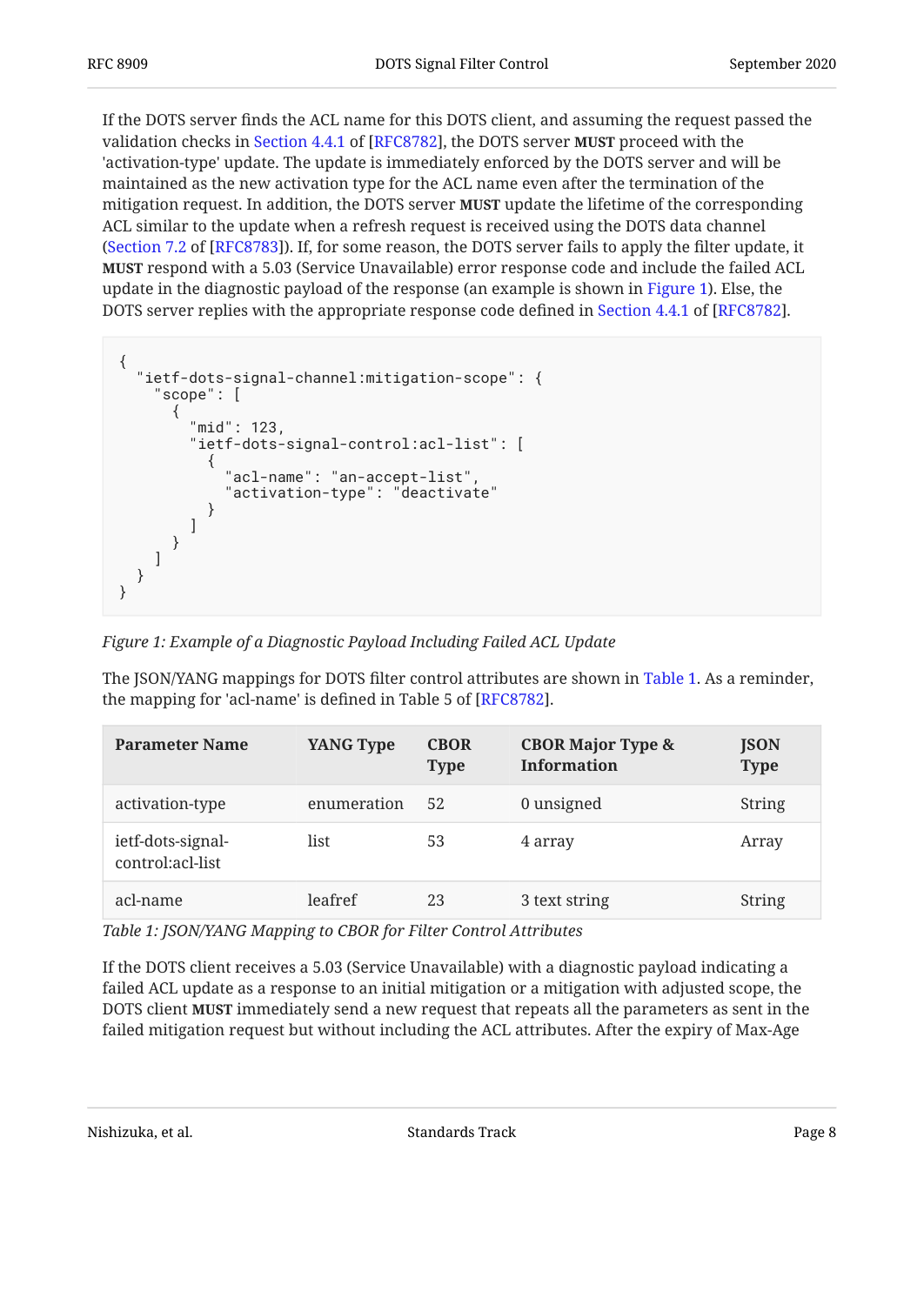If the DOTS server finds the ACL name for this DOTS client, and assuming the request passed the validation checks in Section 4.4.1 of [RFC8782], the DOTS server **MUST** proceed with the 'activation-type' update. The update is immediately enforced by the DOTS server and will be maintained as the new activation type for the ACL name even after the termination of the mitigation request. In addition, the DOTS server **MUST** update the lifetime of the corresponding ACL similar to the update when a refresh request is received using the DOTS data channel (Section 7.2 of [RFC8783]). If, for some reason, the DOTS server fails to apply the filter update, it **MUST** respond with a 5.03 (Service Unavailable) error response code and include the failed ACL update in the diagnostic payload of the response (an example is shown in Figure 1). Else, the DOTS server replies with the appropriate response code defined in Section 4.4.1 of [RFC8782].

```
{
  "ietf-dots-signal-channel:mitigation-scope": {
    "scope": [
      {
        "mid": 123,
        "ietf-dots-signal-control:acl-list": [
          {
            "acl-name": "an-accept-list",
            "activation-type": "deactivate"
          }
        ]
      }
    ]
  }
}
```

*Figure 1: Example of a Diagnostic Payload Including Failed ACL Update*

The JSON/YANG mappings for DOTS filter control attributes are shown in Table 1. As a reminder, the mapping for 'acl-name' is defined in Table 5 of [RFC8782].

| Parameter Name | YANG Type | CBOR Type | CBOR Major Type & Information | JSON Type |
|---|---|---|---|---|
| activation-type | enumeration | 52 | 0 unsigned | String |
| ietf-dots-signal-control:acl-list | list | 53 | 4 array | Array |
| acl-name | leafref | 23 | 3 text string | String |

*Table 1: JSON/YANG Mapping to CBOR for Filter Control Attributes*

If the DOTS client receives a 5.03 (Service Unavailable) with a diagnostic payload indicating a failed ACL update as a response to an initial mitigation or a mitigation with adjusted scope, the DOTS client **MUST** immediately send a new request that repeats all the parameters as sent in the failed mitigation request but without including the ACL attributes. After the expiry of Max-Age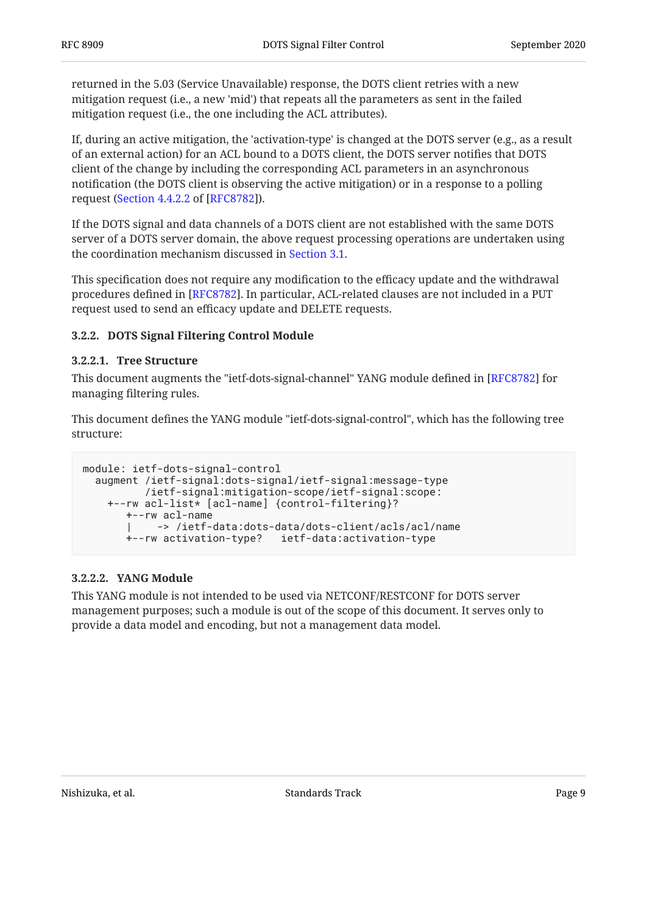returned in the 5.03 (Service Unavailable) response, the DOTS client retries with a new mitigation request (i.e., a new 'mid') that repeats all the parameters as sent in the failed mitigation request (i.e., the one including the ACL attributes).

If, during an active mitigation, the 'activation-type' is changed at the DOTS server (e.g., as a result of an external action) for an ACL bound to a DOTS client, the DOTS server notifies that DOTS client of the change by including the corresponding ACL parameters in an asynchronous notification (the DOTS client is observing the active mitigation) or in a response to a polling request (Section 4.4.2.2 of [RFC8782]).

If the DOTS signal and data channels of a DOTS client are not established with the same DOTS server of a DOTS server domain, the above request processing operations are undertaken using the coordination mechanism discussed in Section 3.1.

This specification does not require any modification to the efficacy update and the withdrawal procedures defined in [RFC8782]. In particular, ACL-related clauses are not included in a PUT request used to send an efficacy update and DELETE requests.

### 3.2.2. DOTS Signal Filtering Control Module

#### 3.2.2.1. Tree Structure

This document augments the "ietf-dots-signal-channel" YANG module defined in [RFC8782] for managing filtering rules.

This document defines the YANG module "ietf-dots-signal-control", which has the following tree structure:

```
module: ietf-dots-signal-control
  augment /ietf-signal:dots-signal/ietf-signal:message-type
          /ietf-signal:mitigation-scope/ietf-signal:scope:
    +--rw acl-list* [acl-name] {control-filtering}?
       +--rw acl-name
       |     -> /ietf-data:dots-data/dots-client/acls/acl/name
       +--rw activation-type?   ietf-data:activation-type
```

#### 3.2.2.2. YANG Module

This YANG module is not intended to be used via NETCONF/RESTCONF for DOTS server management purposes; such a module is out of the scope of this document. It serves only to provide a data model and encoding, but not a management data model.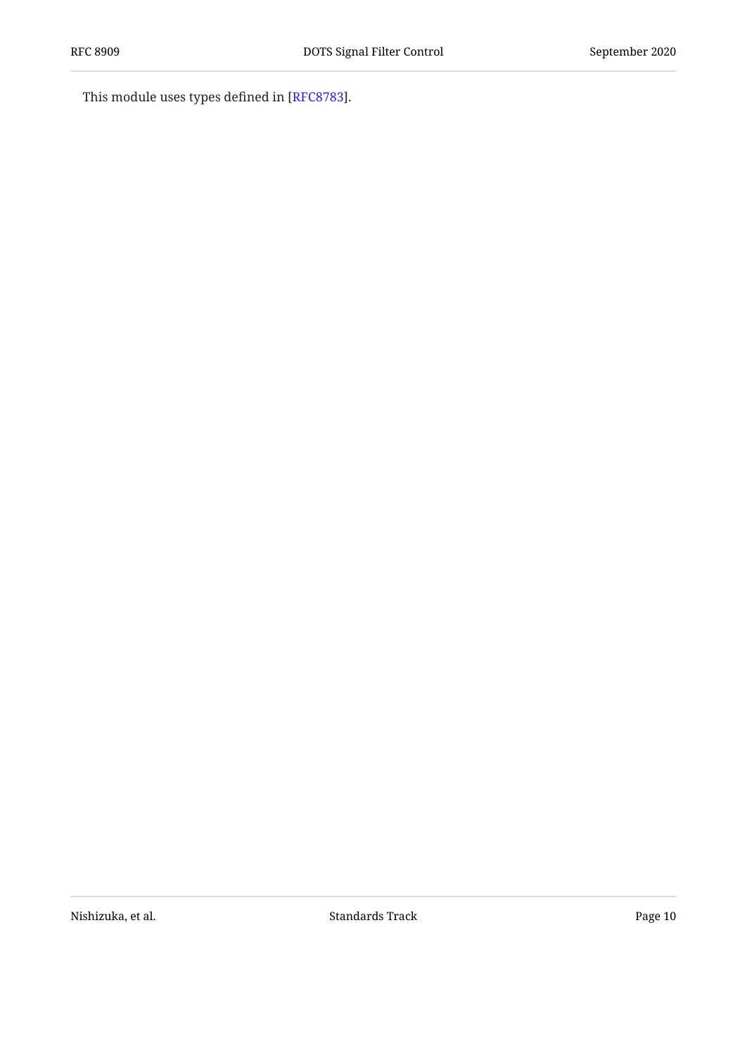This module uses types defined in [RFC8783].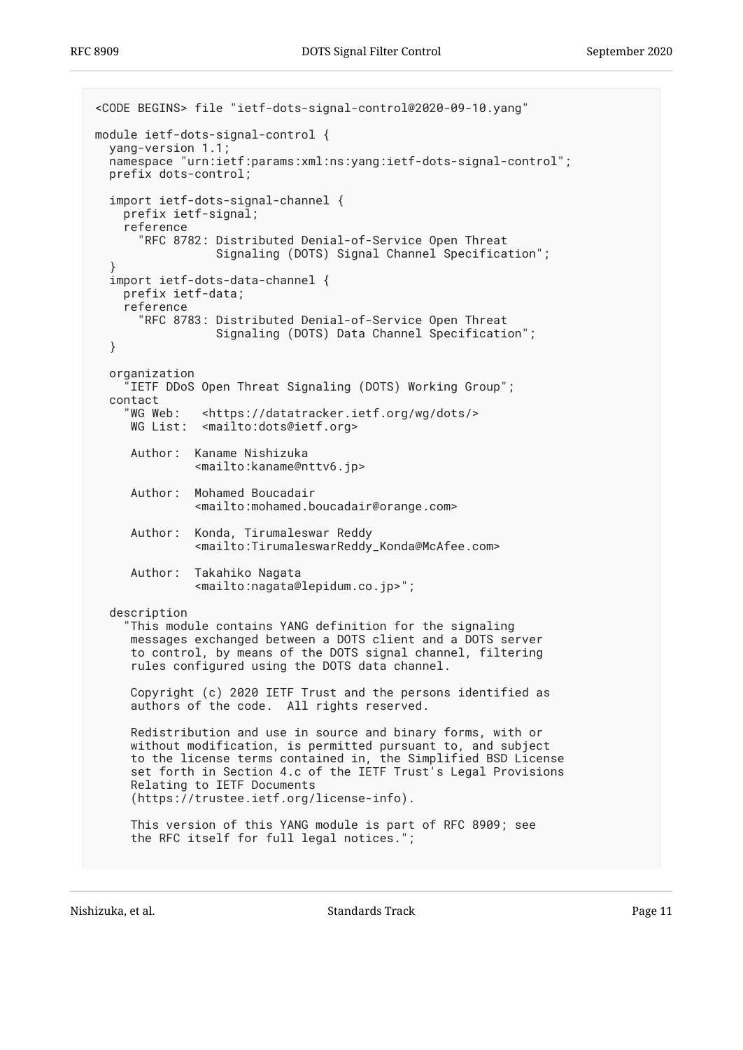```
<CODE BEGINS> file "ietf-dots-signal-control@2020-09-10.yang"

module ietf-dots-signal-control {
  yang-version 1.1;
  namespace "urn:ietf:params:xml:ns:yang:ietf-dots-signal-control";
  prefix dots-control;

  import ietf-dots-signal-channel {
    prefix ietf-signal;
    reference
      "RFC 8782: Distributed Denial-of-Service Open Threat
                 Signaling (DOTS) Signal Channel Specification";
  }
  import ietf-dots-data-channel {
    prefix ietf-data;
    reference
      "RFC 8783: Distributed Denial-of-Service Open Threat
                 Signaling (DOTS) Data Channel Specification";
  }

  organization
    "IETF DDoS Open Threat Signaling (DOTS) Working Group";
  contact
    "WG Web:   <https://datatracker.ietf.org/wg/dots/>
     WG List:  <mailto:dots@ietf.org>

      Author:  Kaname Nishizuka
               <mailto:kaname@nttv6.jp>

      Author:  Mohamed Boucadair
               <mailto:mohamed.boucadair@orange.com>

      Author:  Konda, Tirumaleswar Reddy
               <mailto:TirumaleswarReddy_Konda@McAfee.com>

      Author:  Takahiko Nagata
               <mailto:nagata@lepidum.co.jp>";

  description
    "This module contains YANG definition for the signaling
     messages exchanged between a DOTS client and a DOTS server
     to control, by means of the DOTS signal channel, filtering
     rules configured using the DOTS data channel.

     Copyright (c) 2020 IETF Trust and the persons identified as
     authors of the code.  All rights reserved.

     Redistribution and use in source and binary forms, with or
     without modification, is permitted pursuant to, and subject
     to the license terms contained in, the Simplified BSD License
     set forth in Section 4.c of the IETF Trust's Legal Provisions
     Relating to IETF Documents
     (https://trustee.ietf.org/license-info).

     This version of this YANG module is part of RFC 8909; see
     the RFC itself for full legal notices.";
```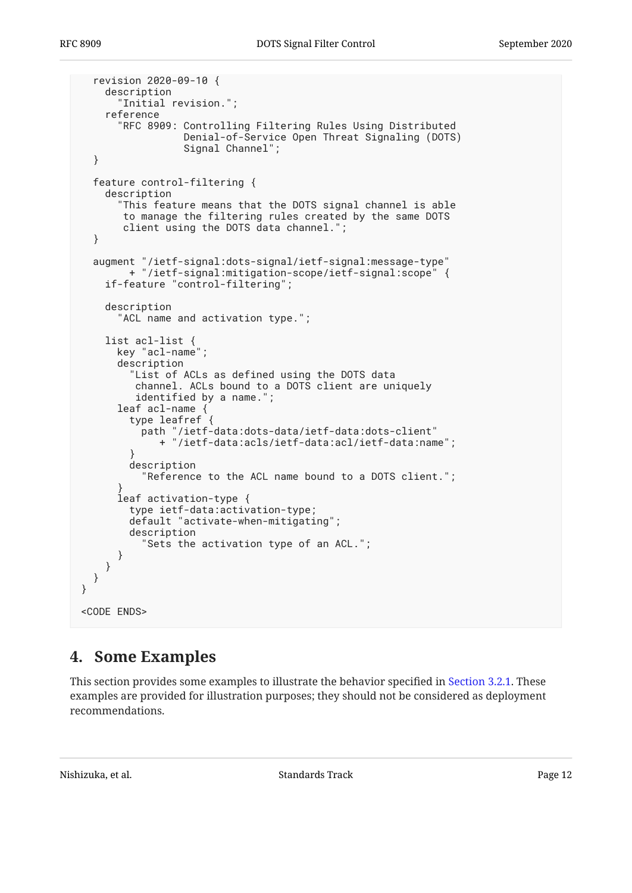```
   revision 2020-09-10 {
     description
       "Initial revision.";
     reference
       "RFC 8909: Controlling Filtering Rules Using Distributed
                  Denial-of-Service Open Threat Signaling (DOTS)
                  Signal Channel";
   }

   feature control-filtering {
     description
       "This feature means that the DOTS signal channel is able
        to manage the filtering rules created by the same DOTS
        client using the DOTS data channel.";
   }

   augment "/ietf-signal:dots-signal/ietf-signal:message-type"
         + "/ietf-signal:mitigation-scope/ietf-signal:scope" {
     if-feature "control-filtering";

     description
       "ACL name and activation type.";

     list acl-list {
       key "acl-name";
       description
         "List of ACLs as defined using the DOTS data
          channel. ACLs bound to a DOTS client are uniquely
          identified by a name.";
       leaf acl-name {
         type leafref {
           path "/ietf-data:dots-data/ietf-data:dots-client"
              + "/ietf-data:acls/ietf-data:acl/ietf-data:name";
         }
         description
           "Reference to the ACL name bound to a DOTS client.";
       }
       leaf activation-type {
         type ietf-data:activation-type;
         default "activate-when-mitigating";
         description
           "Sets the activation type of an ACL.";
       }
     }
   }
 }

 <CODE ENDS>
```

# 4. Some Examples

This section provides some examples to illustrate the behavior specified in Section 3.2.1. These examples are provided for illustration purposes; they should not be considered as deployment recommendations.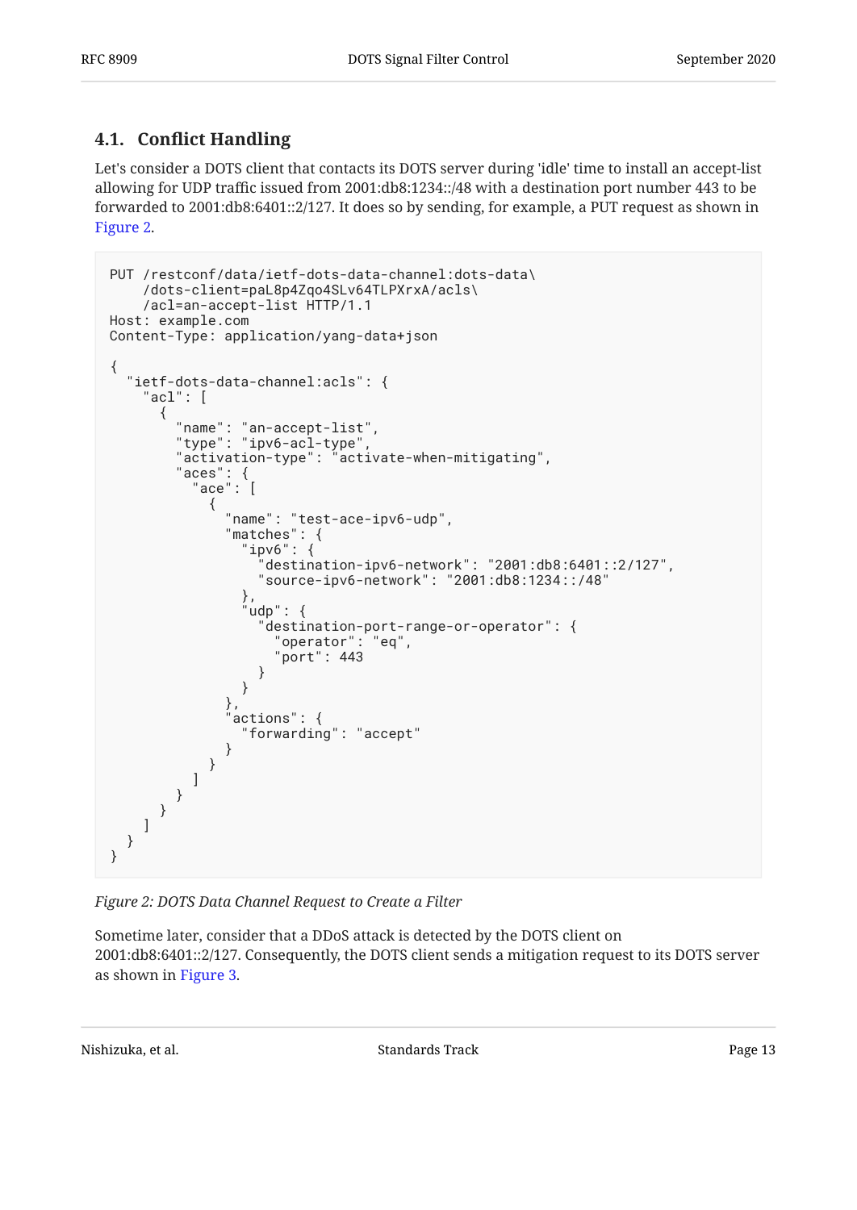### 4.1. Conflict Handling

Let's consider a DOTS client that contacts its DOTS server during 'idle' time to install an accept-list allowing for UDP traffic issued from 2001:db8:1234::/48 with a destination port number 443 to be forwarded to 2001:db8:6401::2/127. It does so by sending, for example, a PUT request as shown in Figure 2.

```
PUT /restconf/data/ietf-dots-data-channel:dots-data\
    /dots-client=paL8p4Zqo4SLv64TLPXrxA/acls\
    /acl=an-accept-list HTTP/1.1
Host: example.com
Content-Type: application/yang-data+json

{
  "ietf-dots-data-channel:acls": {
    "acl": [
      {
        "name": "an-accept-list",
        "type": "ipv6-acl-type",
        "activation-type": "activate-when-mitigating",
        "aces": {
          "ace": [
            {
              "name": "test-ace-ipv6-udp",
              "matches": {
                "ipv6": {
                  "destination-ipv6-network": "2001:db8:6401::2/127",
                  "source-ipv6-network": "2001:db8:1234::/48"
                },
                "udp": {
                  "destination-port-range-or-operator": {
                    "operator": "eq",
                    "port": 443
                  }
                }
              },
              "actions": {
                "forwarding": "accept"
              }
            }
          ]
        }
      }
    ]
  }
}
```

*Figure 2: DOTS Data Channel Request to Create a Filter*

Sometime later, consider that a DDoS attack is detected by the DOTS client on 2001:db8:6401::2/127. Consequently, the DOTS client sends a mitigation request to its DOTS server as shown in Figure 3.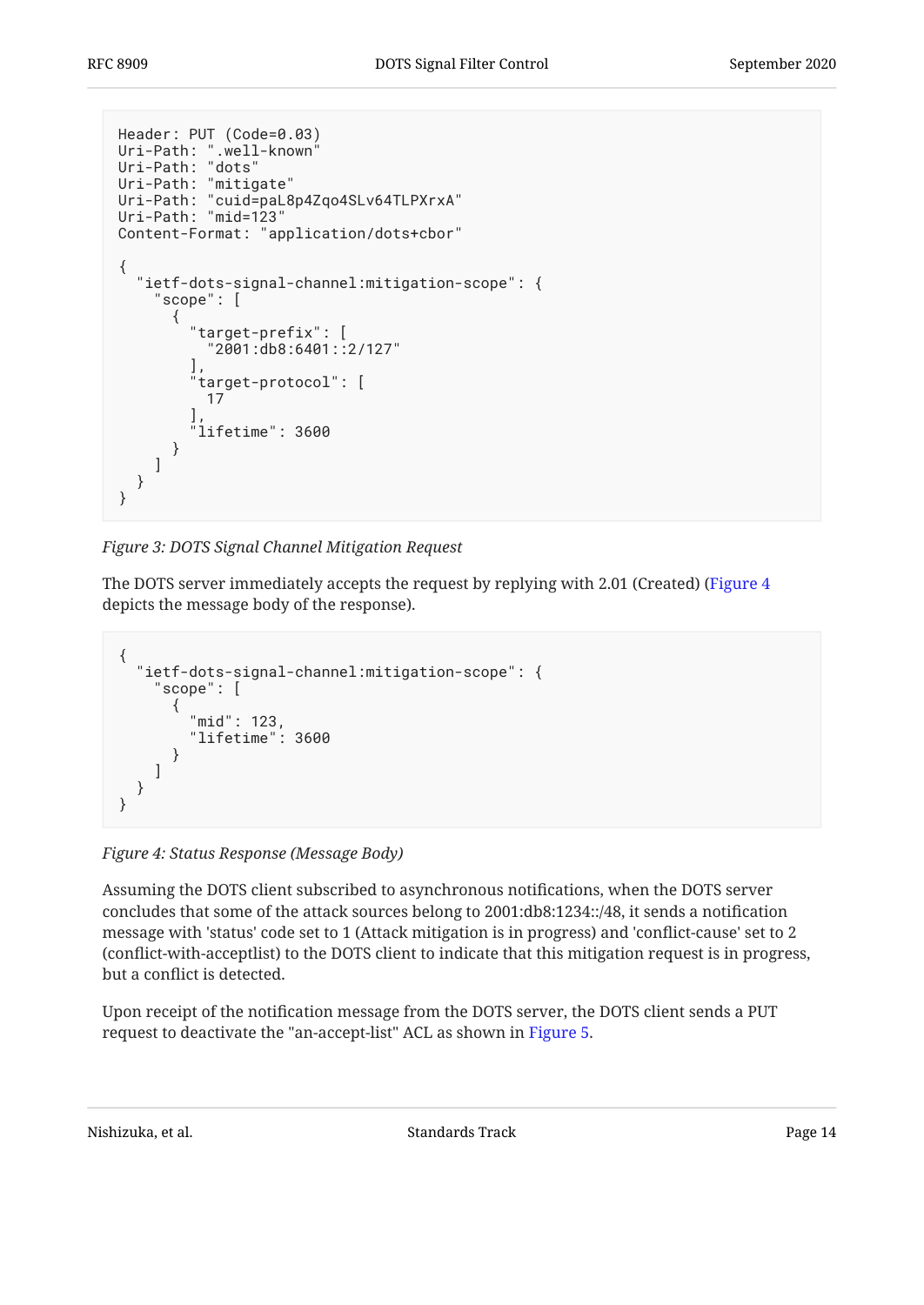```
Header: PUT (Code=0.03)
Uri-Path: ".well-known"
Uri-Path: "dots"
Uri-Path: "mitigate"
Uri-Path: "cuid=paL8p4Zqo4SLv64TLPXrxA"
Uri-Path: "mid=123"
Content-Format: "application/dots+cbor"

{
  "ietf-dots-signal-channel:mitigation-scope": {
    "scope": [
      {
        "target-prefix": [
          "2001:db8:6401::2/127"
        ],
        "target-protocol": [
          17
        ],
        "lifetime": 3600
      }
    ]
  }
}
```

*Figure 3: DOTS Signal Channel Mitigation Request*

The DOTS server immediately accepts the request by replying with 2.01 (Created) (Figure 4 depicts the message body of the response).

```
{
  "ietf-dots-signal-channel:mitigation-scope": {
    "scope": [
      {
        "mid": 123,
        "lifetime": 3600
      }
    ]
  }
}
```

*Figure 4: Status Response (Message Body)*

Assuming the DOTS client subscribed to asynchronous notifications, when the DOTS server concludes that some of the attack sources belong to 2001:db8:1234::/48, it sends a notification message with 'status' code set to 1 (Attack mitigation is in progress) and 'conflict-cause' set to 2 (conflict-with-acceptlist) to the DOTS client to indicate that this mitigation request is in progress, but a conflict is detected.

Upon receipt of the notification message from the DOTS server, the DOTS client sends a PUT request to deactivate the "an-accept-list" ACL as shown in Figure 5.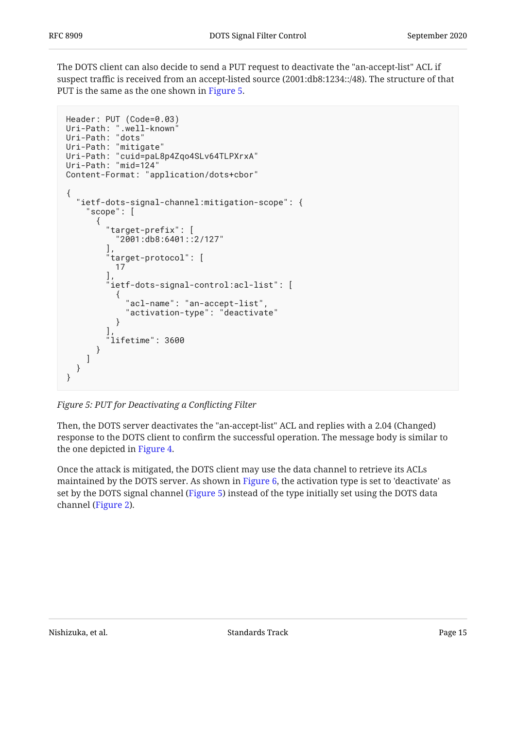The DOTS client can also decide to send a PUT request to deactivate the "an-accept-list" ACL if suspect traffic is received from an accept-listed source (2001:db8:1234::/48). The structure of that PUT is the same as the one shown in Figure 5.

```
Header: PUT (Code=0.03)
Uri-Path: ".well-known"
Uri-Path: "dots"
Uri-Path: "mitigate"
Uri-Path: "cuid=paL8p4Zqo4SLv64TLPXrxA"
Uri-Path: "mid=124"
Content-Format: "application/dots+cbor"

{
  "ietf-dots-signal-channel:mitigation-scope": {
    "scope": [
      {
        "target-prefix": [
          "2001:db8:6401::2/127"
        ],
        "target-protocol": [
          17
        ],
        "ietf-dots-signal-control:acl-list": [
          {
            "acl-name": "an-accept-list",
            "activation-type": "deactivate"
          }
        ],
        "lifetime": 3600
      }
    ]
  }
}
```

*Figure 5: PUT for Deactivating a Conflicting Filter*

Then, the DOTS server deactivates the "an-accept-list" ACL and replies with a 2.04 (Changed) response to the DOTS client to confirm the successful operation. The message body is similar to the one depicted in Figure 4.

Once the attack is mitigated, the DOTS client may use the data channel to retrieve its ACLs maintained by the DOTS server. As shown in Figure 6, the activation type is set to 'deactivate' as set by the DOTS signal channel (Figure 5) instead of the type initially set using the DOTS data channel (Figure 2).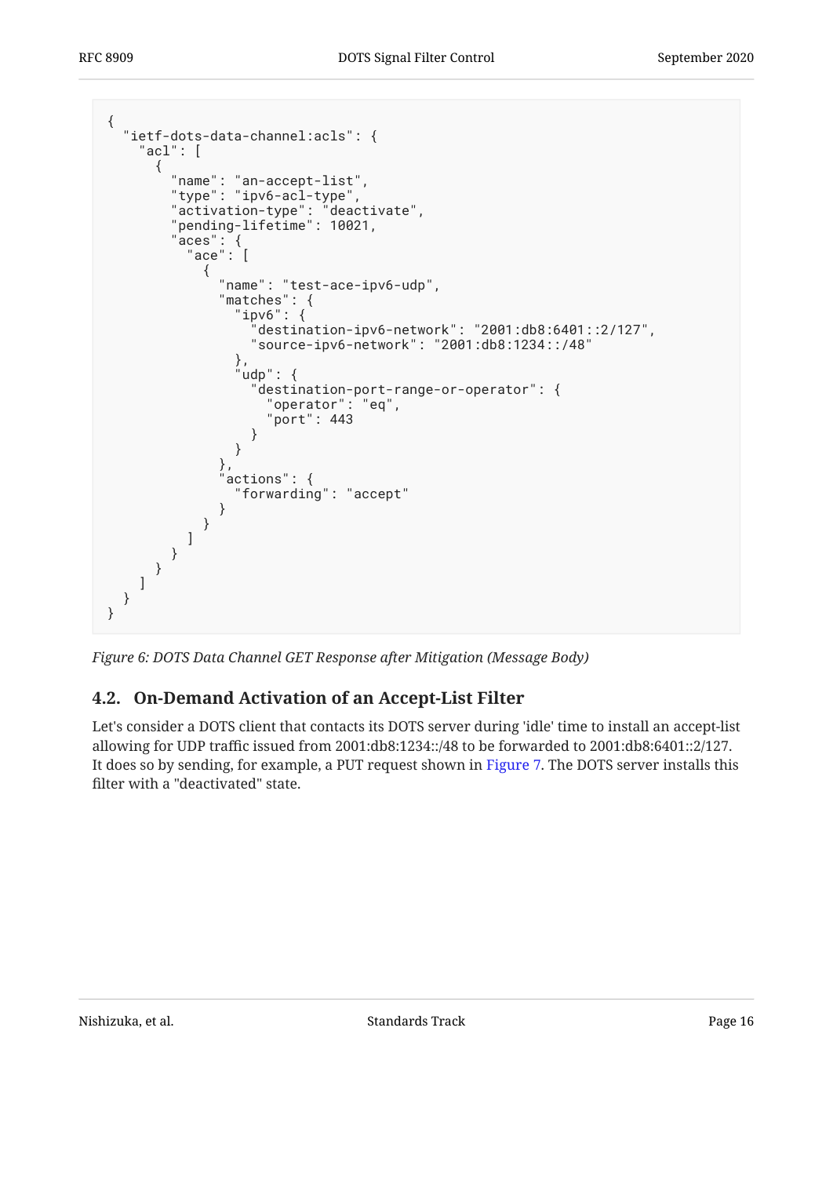```
{
  "ietf-dots-data-channel:acls": {
    "acl": [
      {
        "name": "an-accept-list",
        "type": "ipv6-acl-type",
        "activation-type": "deactivate",
        "pending-lifetime": 10021,
        "aces": {
          "ace": [
            {
              "name": "test-ace-ipv6-udp",
              "matches": {
                "ipv6": {
                  "destination-ipv6-network": "2001:db8:6401::2/127",
                  "source-ipv6-network": "2001:db8:1234::/48"
                },
                "udp": {
                  "destination-port-range-or-operator": {
                    "operator": "eq",
                    "port": 443
                  }
                }
              },
              "actions": {
                "forwarding": "accept"
              }
            }
          ]
        }
      }
    ]
  }
}
```

*Figure 6: DOTS Data Channel GET Response after Mitigation (Message Body)*

### 4.2. On-Demand Activation of an Accept-List Filter

Let's consider a DOTS client that contacts its DOTS server during 'idle' time to install an accept-list allowing for UDP traffic issued from 2001:db8:1234::/48 to be forwarded to 2001:db8:6401::2/127. It does so by sending, for example, a PUT request shown in Figure 7. The DOTS server installs this filter with a "deactivated" state.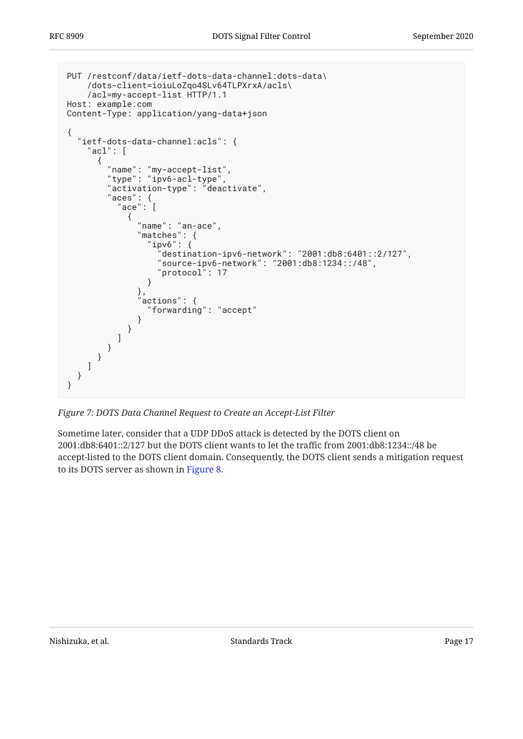```
PUT /restconf/data/ietf-dots-data-channel:dots-data\
    /dots-client=ioiuLoZqo4SLv64TLPXrxA/acls\
    /acl=my-accept-list HTTP/1.1
Host: example.com
Content-Type: application/yang-data+json

{
  "ietf-dots-data-channel:acls": {
    "acl": [
      {
        "name": "my-accept-list",
        "type": "ipv6-acl-type",
        "activation-type": "deactivate",
        "aces": {
          "ace": [
            {
              "name": "an-ace",
              "matches": {
                "ipv6": {
                  "destination-ipv6-network": "2001:db8:6401::2/127",
                  "source-ipv6-network": "2001:db8:1234::/48",
                  "protocol": 17
                }
              },
              "actions": {
                "forwarding": "accept"
              }
            }
          ]
        }
      }
    ]
  }
}
```

*Figure 7: DOTS Data Channel Request to Create an Accept-List Filter*

Sometime later, consider that a UDP DDoS attack is detected by the DOTS client on 2001:db8:6401::2/127 but the DOTS client wants to let the traffic from 2001:db8:1234::/48 be accept-listed to the DOTS client domain. Consequently, the DOTS client sends a mitigation request to its DOTS server as shown in Figure 8.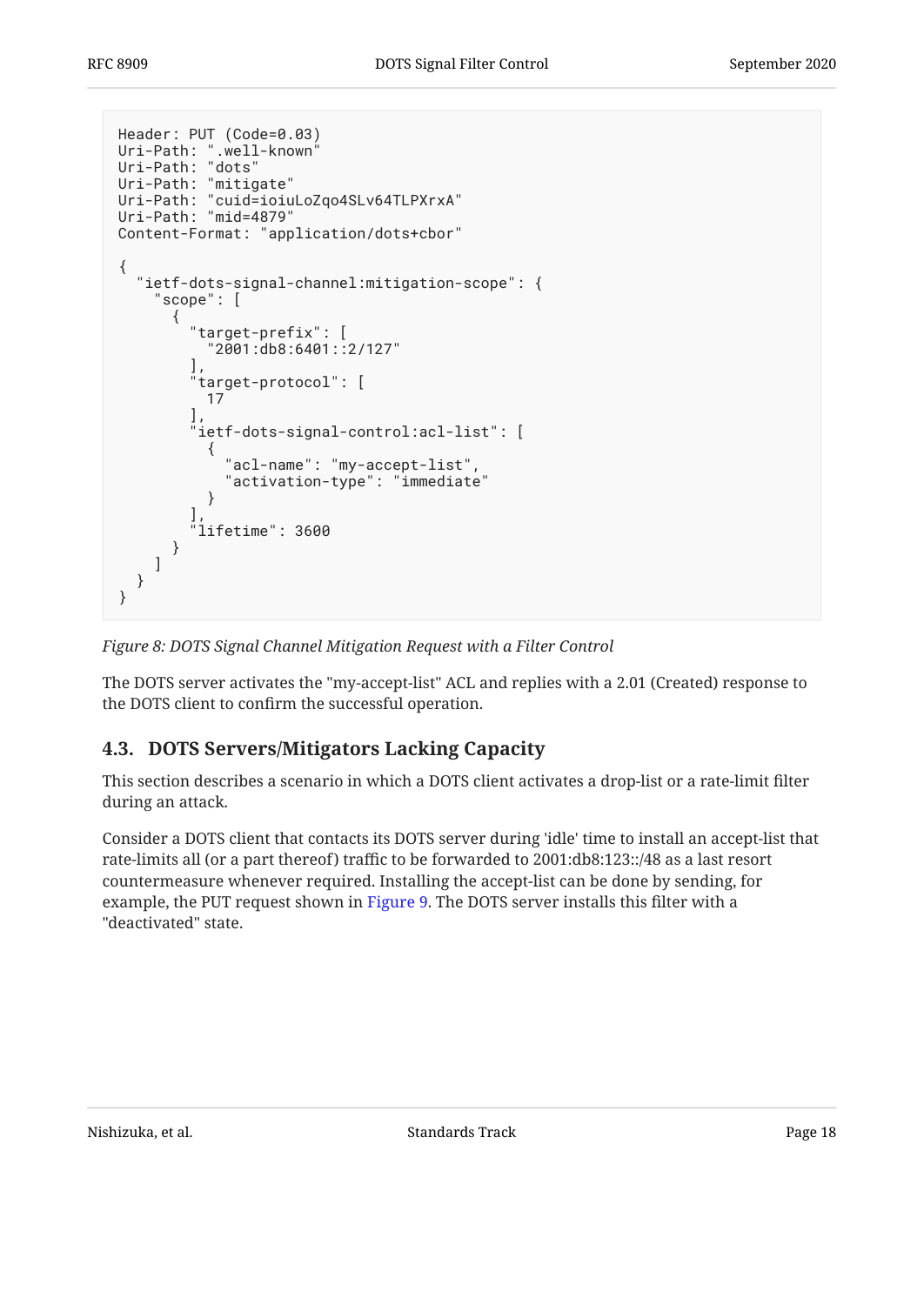```
Header: PUT (Code=0.03)
Uri-Path: ".well-known"
Uri-Path: "dots"
Uri-Path: "mitigate"
Uri-Path: "cuid=ioiuLoZqo4SLv64TLPXrxA"
Uri-Path: "mid=4879"
Content-Format: "application/dots+cbor"

{
  "ietf-dots-signal-channel:mitigation-scope": {
    "scope": [
      {
        "target-prefix": [
          "2001:db8:6401::2/127"
        ],
        "target-protocol": [
          17
        ],
        "ietf-dots-signal-control:acl-list": [
          {
            "acl-name": "my-accept-list",
            "activation-type": "immediate"
          }
        ],
        "lifetime": 3600
      }
    ]
  }
}
```

*Figure 8: DOTS Signal Channel Mitigation Request with a Filter Control*

The DOTS server activates the "my-accept-list" ACL and replies with a 2.01 (Created) response to the DOTS client to confirm the successful operation.

### 4.3. DOTS Servers/Mitigators Lacking Capacity

This section describes a scenario in which a DOTS client activates a drop-list or a rate-limit filter during an attack.

Consider a DOTS client that contacts its DOTS server during 'idle' time to install an accept-list that rate-limits all (or a part thereof) traffic to be forwarded to 2001:db8:123::/48 as a last resort countermeasure whenever required. Installing the accept-list can be done by sending, for example, the PUT request shown in Figure 9. The DOTS server installs this filter with a "deactivated" state.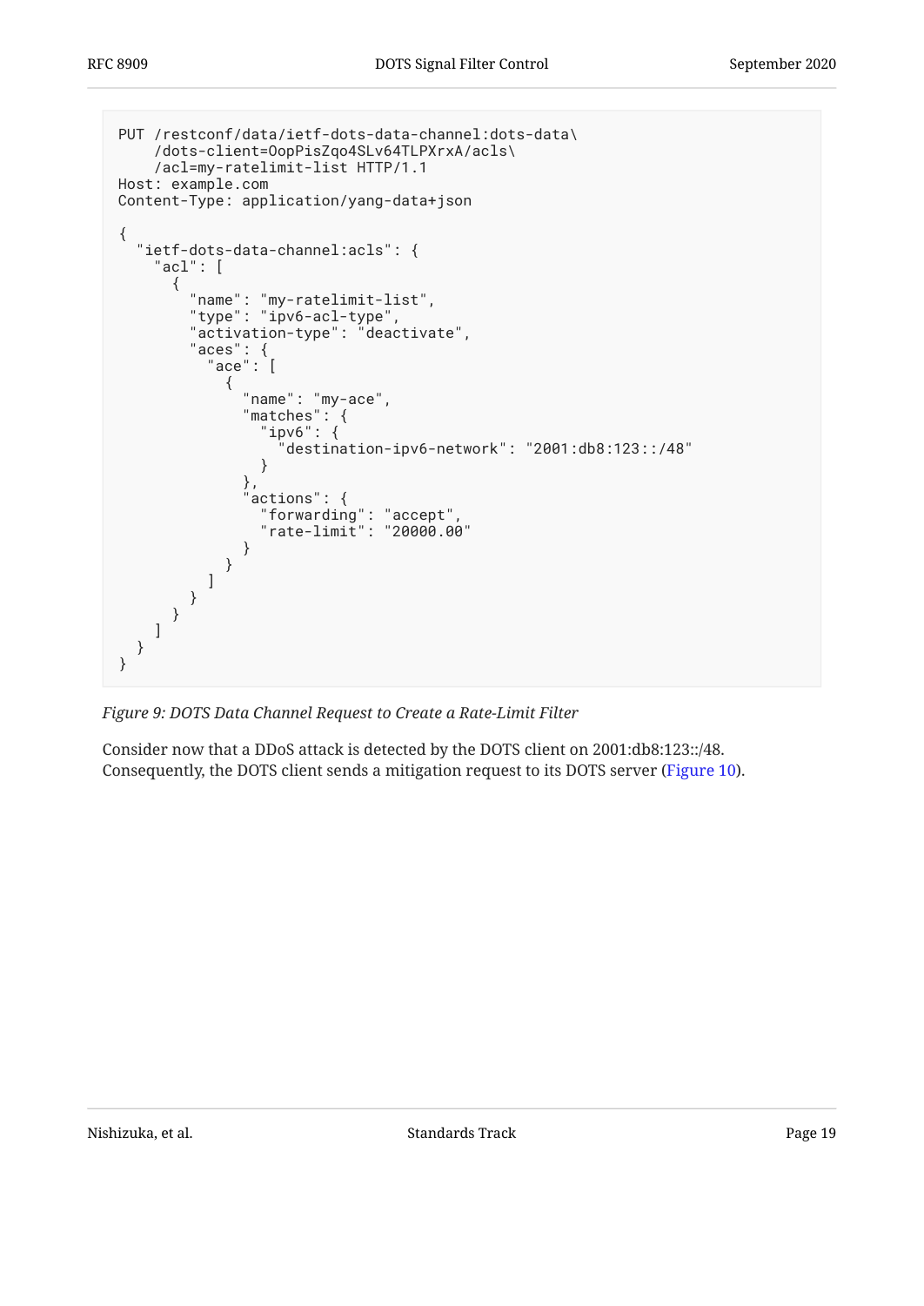```
PUT /restconf/data/ietf-dots-data-channel:dots-data\
    /dots-client=OopPisZqo4SLv64TLPXrxA/acls\
    /acl=my-ratelimit-list HTTP/1.1
Host: example.com
Content-Type: application/yang-data+json

{
  "ietf-dots-data-channel:acls": {
    "acl": [
      {
        "name": "my-ratelimit-list",
        "type": "ipv6-acl-type",
        "activation-type": "deactivate",
        "aces": {
          "ace": [
            {
              "name": "my-ace",
              "matches": {
                "ipv6": {
                  "destination-ipv6-network": "2001:db8:123::/48"
                }
              },
              "actions": {
                "forwarding": "accept",
                "rate-limit": "20000.00"
              }
            }
          ]
        }
      }
    ]
  }
}
```

*Figure 9: DOTS Data Channel Request to Create a Rate-Limit Filter*

Consider now that a DDoS attack is detected by the DOTS client on 2001:db8:123::/48. Consequently, the DOTS client sends a mitigation request to its DOTS server (Figure 10).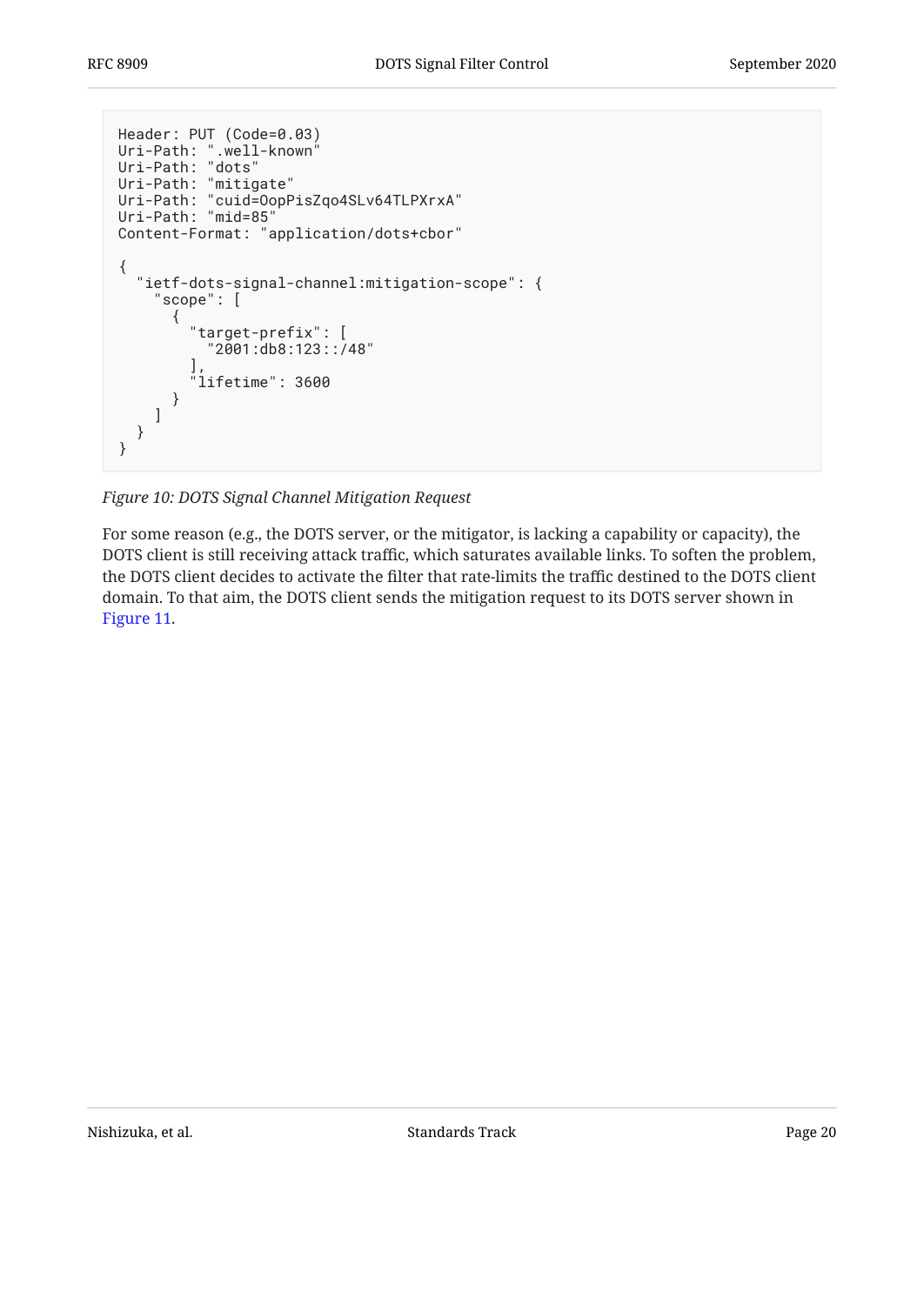```
Header: PUT (Code=0.03)
Uri-Path: ".well-known"
Uri-Path: "dots"
Uri-Path: "mitigate"
Uri-Path: "cuid=OopPisZqo4SLv64TLPXrxA"
Uri-Path: "mid=85"
Content-Format: "application/dots+cbor"

{
  "ietf-dots-signal-channel:mitigation-scope": {
    "scope": [
      {
        "target-prefix": [
          "2001:db8:123::/48"
        ],
        "lifetime": 3600
      }
    ]
  }
}
```

*Figure 10: DOTS Signal Channel Mitigation Request*

For some reason (e.g., the DOTS server, or the mitigator, is lacking a capability or capacity), the DOTS client is still receiving attack traffic, which saturates available links. To soften the problem, the DOTS client decides to activate the filter that rate-limits the traffic destined to the DOTS client domain. To that aim, the DOTS client sends the mitigation request to its DOTS server shown in Figure 11.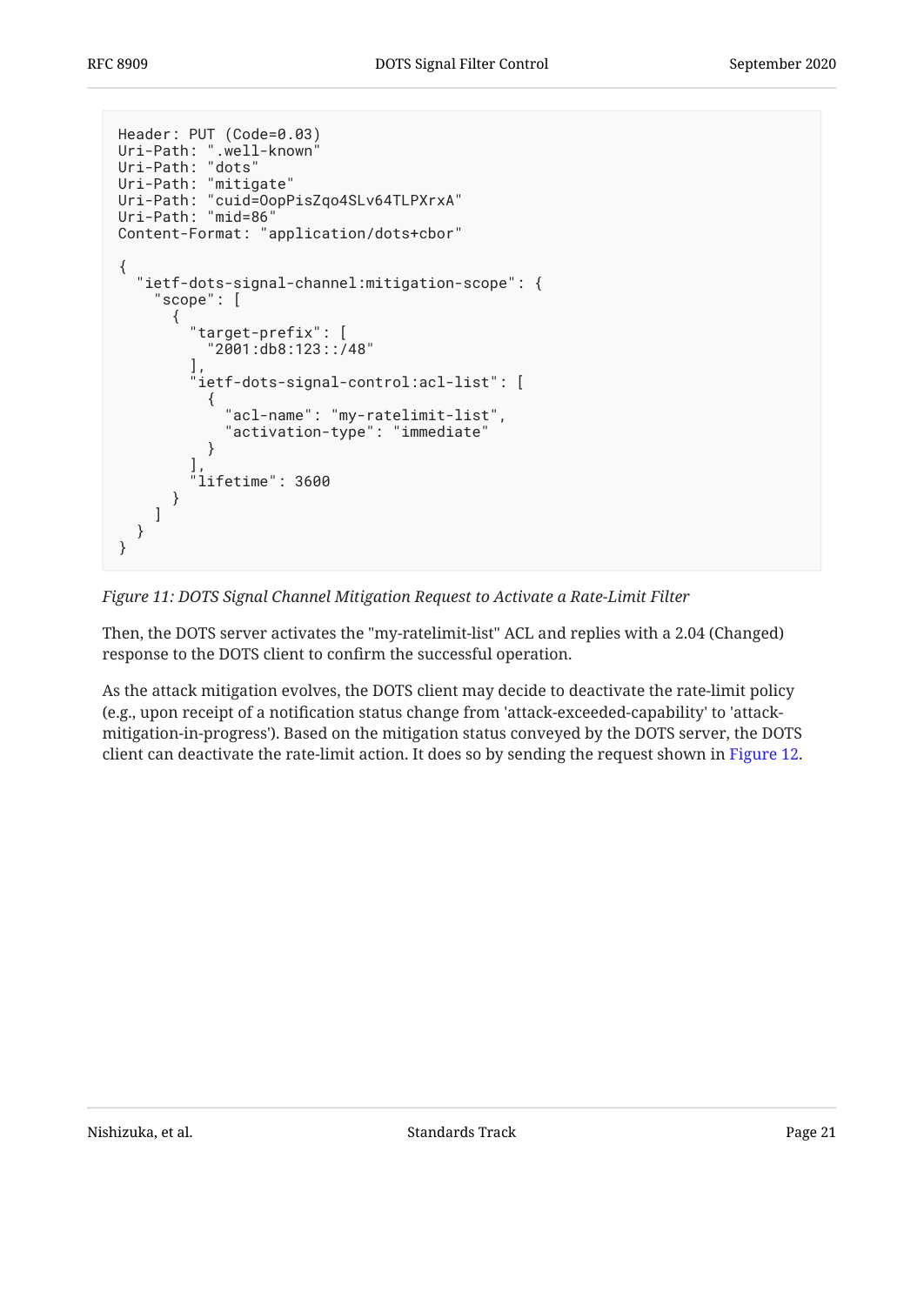```
Header: PUT (Code=0.03)
Uri-Path: ".well-known"
Uri-Path: "dots"
Uri-Path: "mitigate"
Uri-Path: "cuid=OopPisZqo4SLv64TLPXrxA"
Uri-Path: "mid=86"
Content-Format: "application/dots+cbor"

{
  "ietf-dots-signal-channel:mitigation-scope": {
    "scope": [
      {
        "target-prefix": [
          "2001:db8:123::/48"
        ],
        "ietf-dots-signal-control:acl-list": [
          {
            "acl-name": "my-ratelimit-list",
            "activation-type": "immediate"
          }
        ],
        "lifetime": 3600
      }
    ]
  }
}
```

*Figure 11: DOTS Signal Channel Mitigation Request to Activate a Rate-Limit Filter*

Then, the DOTS server activates the "my-ratelimit-list" ACL and replies with a 2.04 (Changed) response to the DOTS client to confirm the successful operation.

As the attack mitigation evolves, the DOTS client may decide to deactivate the rate-limit policy (e.g., upon receipt of a notification status change from 'attack-exceeded-capability' to 'attack-mitigation-in-progress'). Based on the mitigation status conveyed by the DOTS server, the DOTS client can deactivate the rate-limit action. It does so by sending the request shown in Figure 12.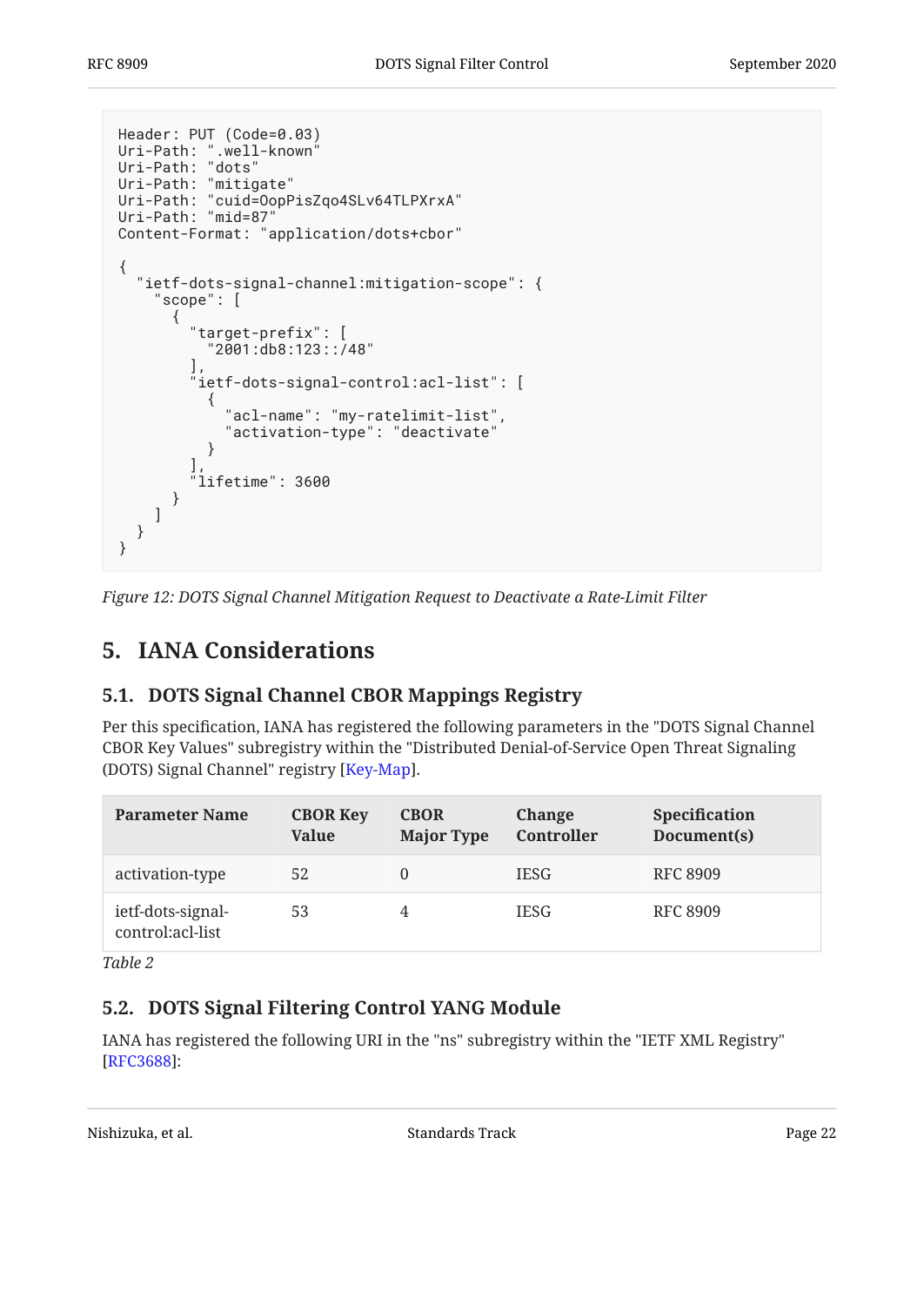```
Header: PUT (Code=0.03)
Uri-Path: ".well-known"
Uri-Path: "dots"
Uri-Path: "mitigate"
Uri-Path: "cuid=OopPisZqo4SLv64TLPXrxA"
Uri-Path: "mid=87"
Content-Format: "application/dots+cbor"

{
  "ietf-dots-signal-channel:mitigation-scope": {
    "scope": [
      {
        "target-prefix": [
          "2001:db8:123::/48"
        ],
        "ietf-dots-signal-control:acl-list": [
          {
            "acl-name": "my-ratelimit-list",
            "activation-type": "deactivate"
          }
        ],
        "lifetime": 3600
      }
    ]
  }
}
```

*Figure 12: DOTS Signal Channel Mitigation Request to Deactivate a Rate-Limit Filter*

# 5. IANA Considerations

## 5.1. DOTS Signal Channel CBOR Mappings Registry

Per this specification, IANA has registered the following parameters in the "DOTS Signal Channel CBOR Key Values" subregistry within the "Distributed Denial-of-Service Open Threat Signaling (DOTS) Signal Channel" registry [Key-Map].

| Parameter Name | CBOR Key Value | CBOR Major Type | Change Controller | Specification Document(s) |
|---|---|---|---|---|
| activation-type | 52 | 0 | IESG | RFC 8909 |
| ietf-dots-signal-control:acl-list | 53 | 4 | IESG | RFC 8909 |

*Table 2*

## 5.2. DOTS Signal Filtering Control YANG Module

IANA has registered the following URI in the "ns" subregistry within the "IETF XML Registry" [RFC3688]: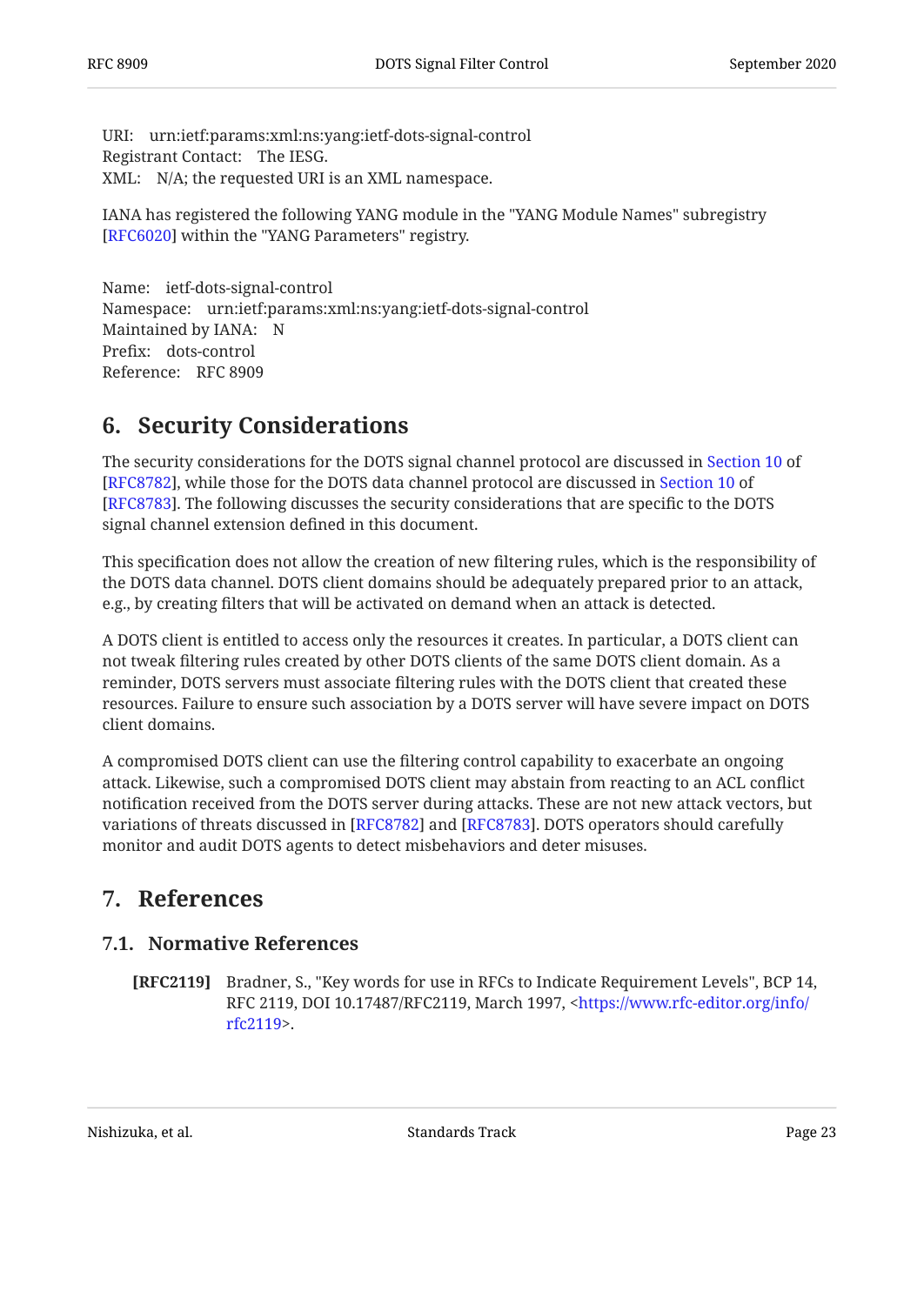URI: urn:ietf:params:xml:ns:yang:ietf-dots-signal-control
Registrant Contact: The IESG.
XML: N/A; the requested URI is an XML namespace.

IANA has registered the following YANG module in the "YANG Module Names" subregistry [RFC6020] within the "YANG Parameters" registry.

Name: ietf-dots-signal-control
Namespace: urn:ietf:params:xml:ns:yang:ietf-dots-signal-control
Maintained by IANA: N
Prefix: dots-control
Reference: RFC 8909

## 6. Security Considerations

The security considerations for the DOTS signal channel protocol are discussed in Section 10 of [RFC8782], while those for the DOTS data channel protocol are discussed in Section 10 of [RFC8783]. The following discusses the security considerations that are specific to the DOTS signal channel extension defined in this document.

This specification does not allow the creation of new filtering rules, which is the responsibility of the DOTS data channel. DOTS client domains should be adequately prepared prior to an attack, e.g., by creating filters that will be activated on demand when an attack is detected.

A DOTS client is entitled to access only the resources it creates. In particular, a DOTS client can not tweak filtering rules created by other DOTS clients of the same DOTS client domain. As a reminder, DOTS servers must associate filtering rules with the DOTS client that created these resources. Failure to ensure such association by a DOTS server will have severe impact on DOTS client domains.

A compromised DOTS client can use the filtering control capability to exacerbate an ongoing attack. Likewise, such a compromised DOTS client may abstain from reacting to an ACL conflict notification received from the DOTS server during attacks. These are not new attack vectors, but variations of threats discussed in [RFC8782] and [RFC8783]. DOTS operators should carefully monitor and audit DOTS agents to detect misbehaviors and deter misuses.

## 7. References

### 7.1. Normative References

**[RFC2119]** Bradner, S., "Key words for use in RFCs to Indicate Requirement Levels", BCP 14, RFC 2119, DOI 10.17487/RFC2119, March 1997, <https://www.rfc-editor.org/info/rfc2119>.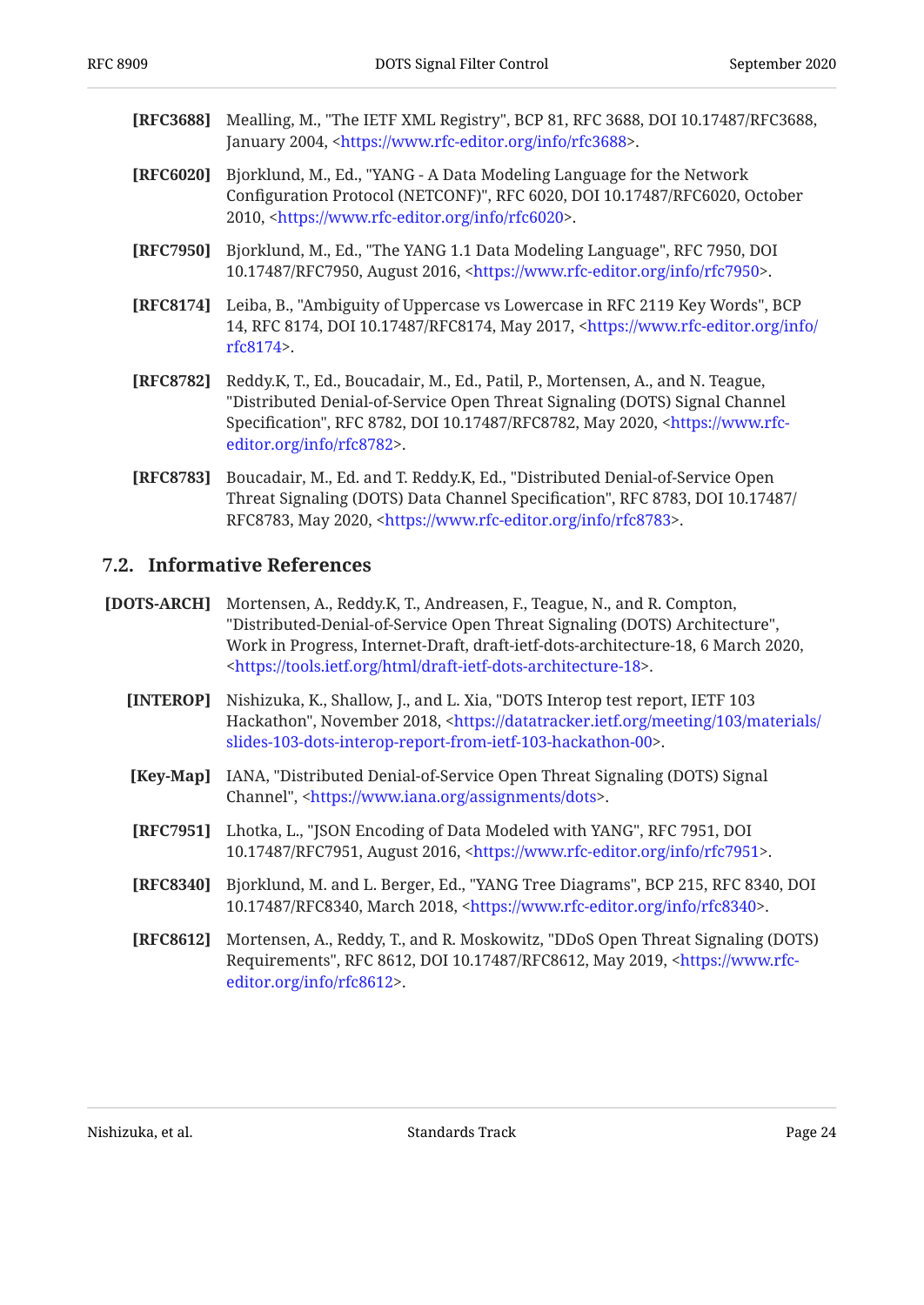**[RFC3688]** Mealling, M., "The IETF XML Registry", BCP 81, RFC 3688, DOI 10.17487/RFC3688, January 2004, <https://www.rfc-editor.org/info/rfc3688>.

**[RFC6020]** Bjorklund, M., Ed., "YANG - A Data Modeling Language for the Network Configuration Protocol (NETCONF)", RFC 6020, DOI 10.17487/RFC6020, October 2010, <https://www.rfc-editor.org/info/rfc6020>.

**[RFC7950]** Bjorklund, M., Ed., "The YANG 1.1 Data Modeling Language", RFC 7950, DOI 10.17487/RFC7950, August 2016, <https://www.rfc-editor.org/info/rfc7950>.

**[RFC8174]** Leiba, B., "Ambiguity of Uppercase vs Lowercase in RFC 2119 Key Words", BCP 14, RFC 8174, DOI 10.17487/RFC8174, May 2017, <https://www.rfc-editor.org/info/rfc8174>.

**[RFC8782]** Reddy.K, T., Ed., Boucadair, M., Ed., Patil, P., Mortensen, A., and N. Teague, "Distributed Denial-of-Service Open Threat Signaling (DOTS) Signal Channel Specification", RFC 8782, DOI 10.17487/RFC8782, May 2020, <https://www.rfc-editor.org/info/rfc8782>.

**[RFC8783]** Boucadair, M., Ed. and T. Reddy.K, Ed., "Distributed Denial-of-Service Open Threat Signaling (DOTS) Data Channel Specification", RFC 8783, DOI 10.17487/RFC8783, May 2020, <https://www.rfc-editor.org/info/rfc8783>.

## 7.2. Informative References

**[DOTS-ARCH]** Mortensen, A., Reddy.K, T., Andreasen, F., Teague, N., and R. Compton, "Distributed-Denial-of-Service Open Threat Signaling (DOTS) Architecture", Work in Progress, Internet-Draft, draft-ietf-dots-architecture-18, 6 March 2020, <https://tools.ietf.org/html/draft-ietf-dots-architecture-18>.

**[INTEROP]** Nishizuka, K., Shallow, J., and L. Xia, "DOTS Interop test report, IETF 103 Hackathon", November 2018, <https://datatracker.ietf.org/meeting/103/materials/slides-103-dots-interop-report-from-ietf-103-hackathon-00>.

**[Key-Map]** IANA, "Distributed Denial-of-Service Open Threat Signaling (DOTS) Signal Channel", <https://www.iana.org/assignments/dots>.

**[RFC7951]** Lhotka, L., "JSON Encoding of Data Modeled with YANG", RFC 7951, DOI 10.17487/RFC7951, August 2016, <https://www.rfc-editor.org/info/rfc7951>.

**[RFC8340]** Bjorklund, M. and L. Berger, Ed., "YANG Tree Diagrams", BCP 215, RFC 8340, DOI 10.17487/RFC8340, March 2018, <https://www.rfc-editor.org/info/rfc8340>.

**[RFC8612]** Mortensen, A., Reddy, T., and R. Moskowitz, "DDoS Open Threat Signaling (DOTS) Requirements", RFC 8612, DOI 10.17487/RFC8612, May 2019, <https://www.rfc-editor.org/info/rfc8612>.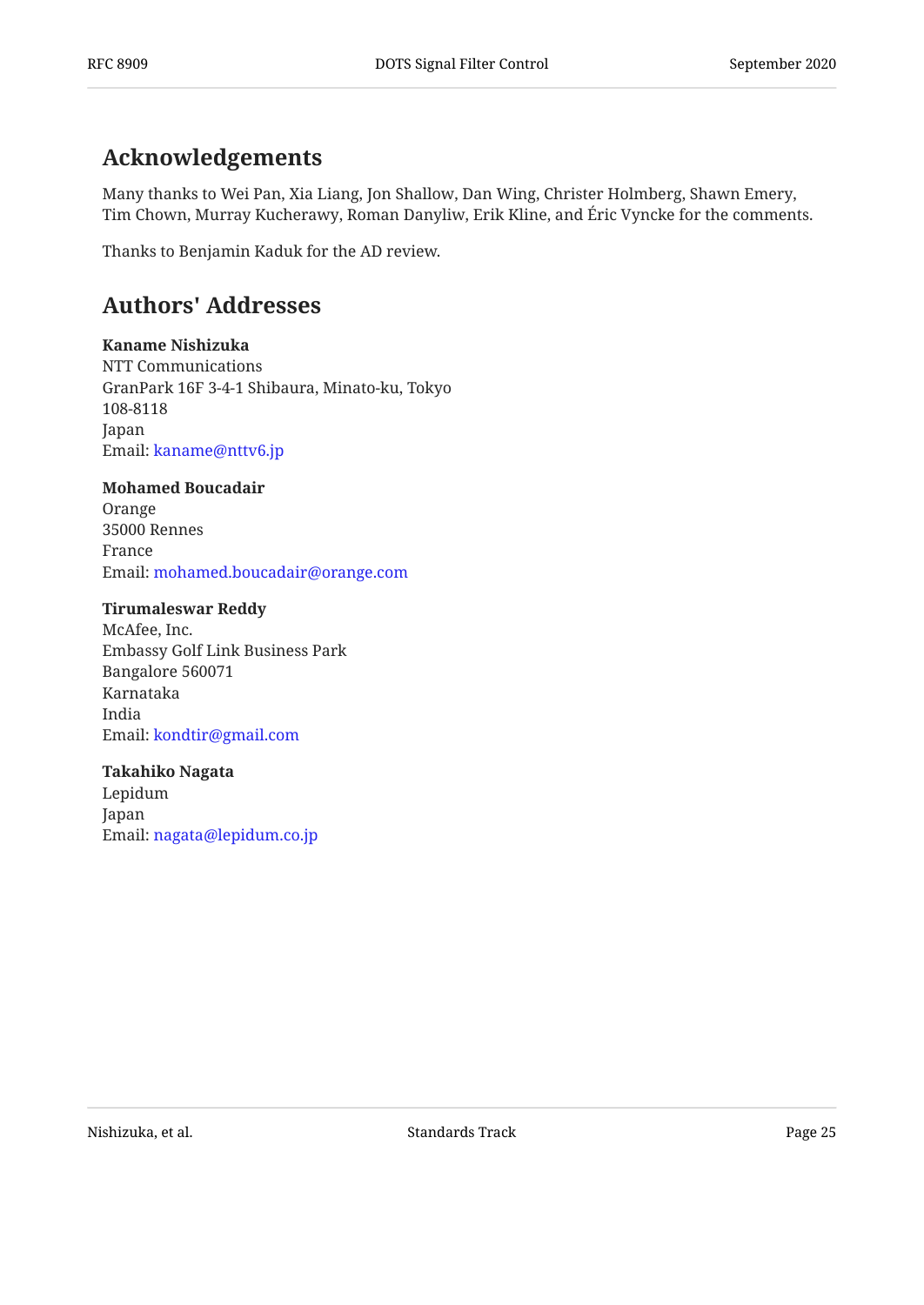## Acknowledgements

Many thanks to Wei Pan, Xia Liang, Jon Shallow, Dan Wing, Christer Holmberg, Shawn Emery, Tim Chown, Murray Kucherawy, Roman Danyliw, Erik Kline, and Éric Vyncke for the comments.

Thanks to Benjamin Kaduk for the AD review.

## Authors' Addresses

**Kaname Nishizuka**  
NTT Communications  
GranPark 16F 3-4-1 Shibaura, Minato-ku, Tokyo  
108-8118  
Japan  
Email: kaname@nttv6.jp

**Mohamed Boucadair**  
Orange  
35000 Rennes  
France  
Email: mohamed.boucadair@orange.com

**Tirumaleswar Reddy**  
McAfee, Inc.  
Embassy Golf Link Business Park  
Bangalore 560071  
Karnataka  
India  
Email: kondtir@gmail.com

**Takahiko Nagata**  
Lepidum  
Japan  
Email: nagata@lepidum.co.jp